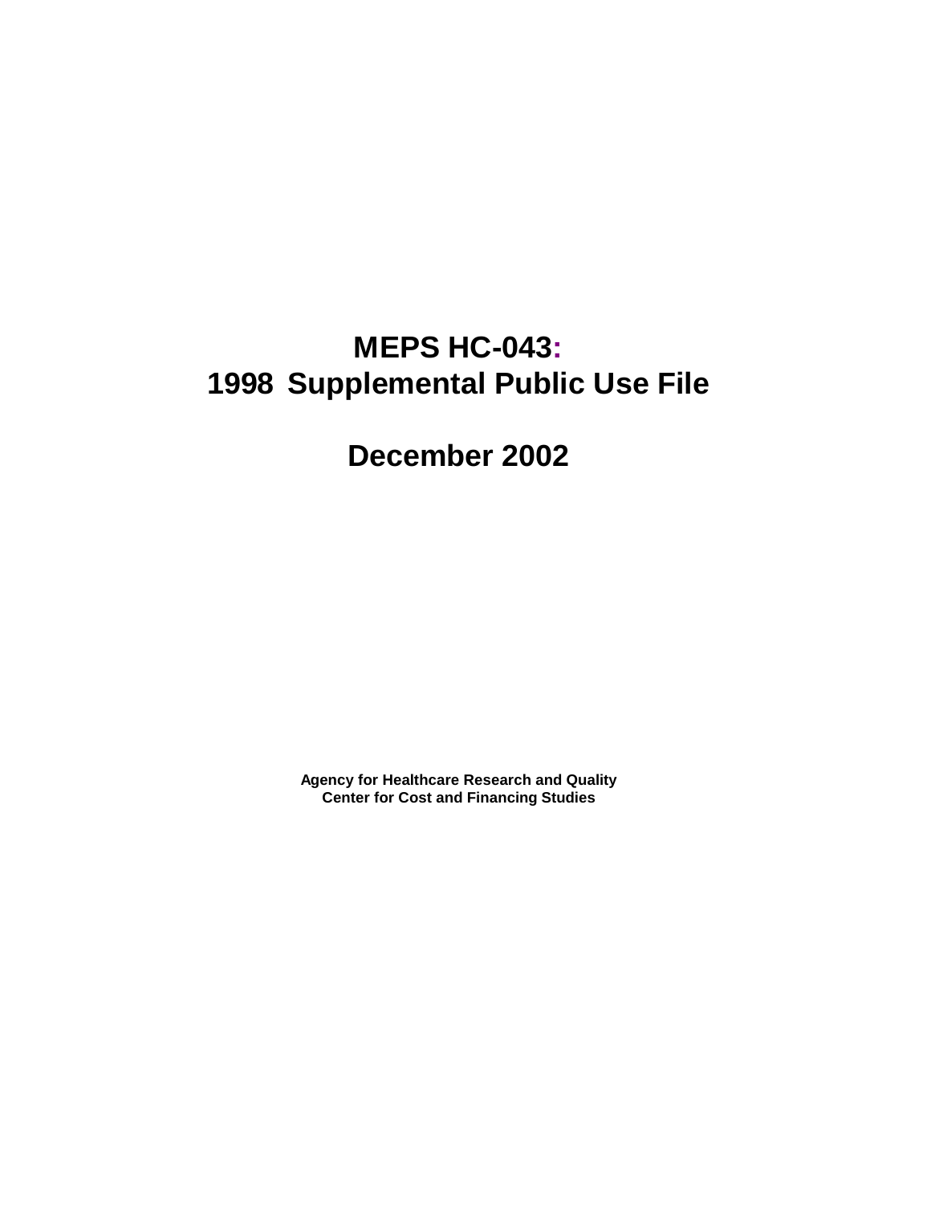# MEPS HC-043: 1998 Supplemental Public Use File

## December 2002

**Agency for Healthcare Research and Quality**
**Center for Cost and Financing Studies**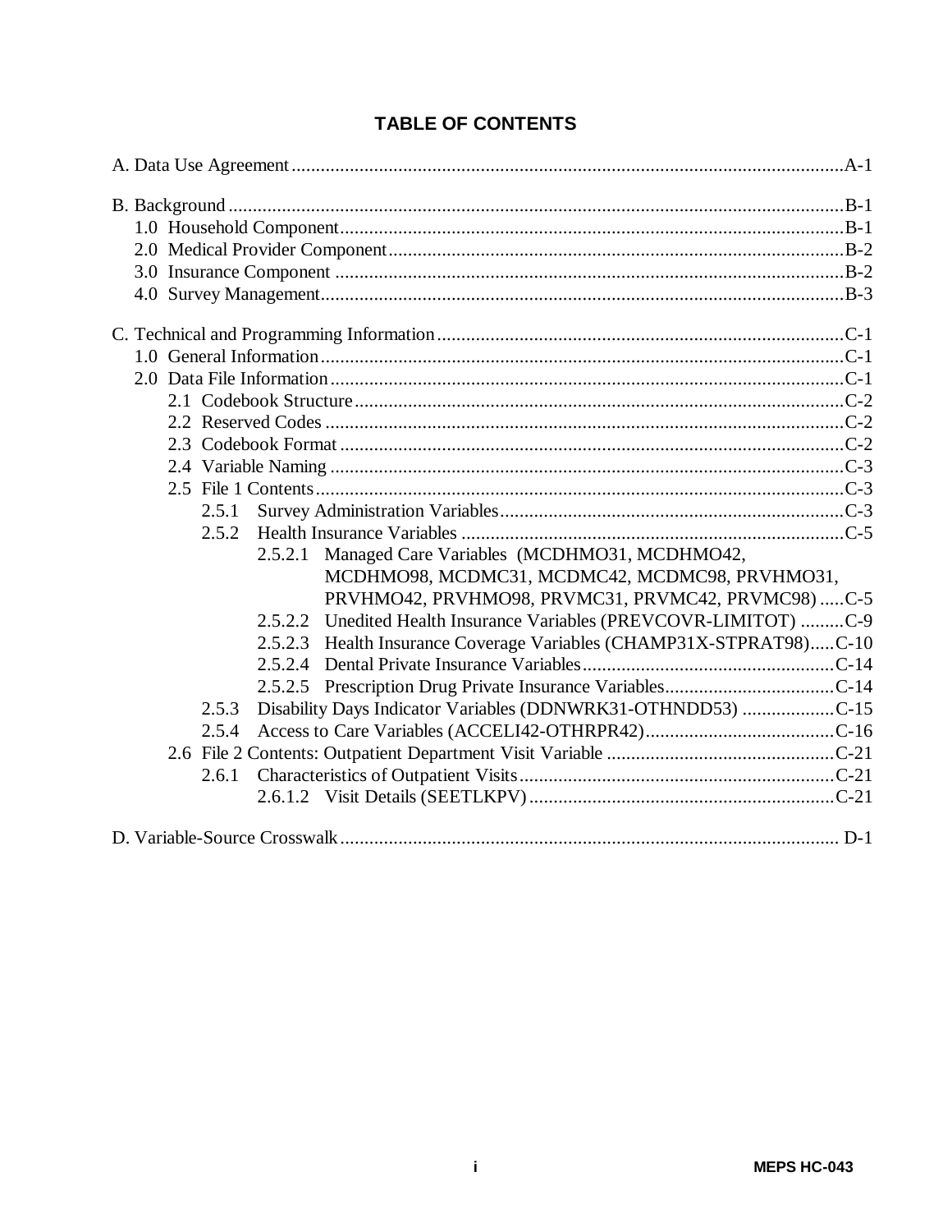# TABLE OF CONTENTS

A. Data Use Agreement ..... A-1

B. Background ..... B-1
- 1.0 Household Component ..... B-1
- 2.0 Medical Provider Component ..... B-2
- 3.0 Insurance Component ..... B-2
- 4.0 Survey Management ..... B-3

C. Technical and Programming Information ..... C-1
- 1.0 General Information ..... C-1
- 2.0 Data File Information ..... C-1
  - 2.1 Codebook Structure ..... C-2
  - 2.2 Reserved Codes ..... C-2
  - 2.3 Codebook Format ..... C-2
  - 2.4 Variable Naming ..... C-3
  - 2.5 File 1 Contents ..... C-3
    - 2.5.1 Survey Administration Variables ..... C-3
    - 2.5.2 Health Insurance Variables ..... C-5
      - 2.5.2.1 Managed Care Variables (MCDHMO31, MCDHMO42, MCDHMO98, MCDMC31, MCDMC42, MCDMC98, PRVHMO31, PRVHMO42, PRVHMO98, PRVMC31, PRVMC42, PRVMC98) ..... C-5
      - 2.5.2.2 Unedited Health Insurance Variables (PREVCOVR-LIMITOT) ..... C-9
      - 2.5.2.3 Health Insurance Coverage Variables (CHAMP31X-STPRAT98) ..... C-10
      - 2.5.2.4 Dental Private Insurance Variables ..... C-14
      - 2.5.2.5 Prescription Drug Private Insurance Variables ..... C-14
    - 2.5.3 Disability Days Indicator Variables (DDNWRK31-OTHNDD53) ..... C-15
    - 2.5.4 Access to Care Variables (ACCELI42-OTHRPR42) ..... C-16
  - 2.6 File 2 Contents: Outpatient Department Visit Variable ..... C-21
    - 2.6.1 Characteristics of Outpatient Visits ..... C-21
      - 2.6.1.2 Visit Details (SEETLKPV) ..... C-21

D. Variable-Source Crosswalk ..... D-1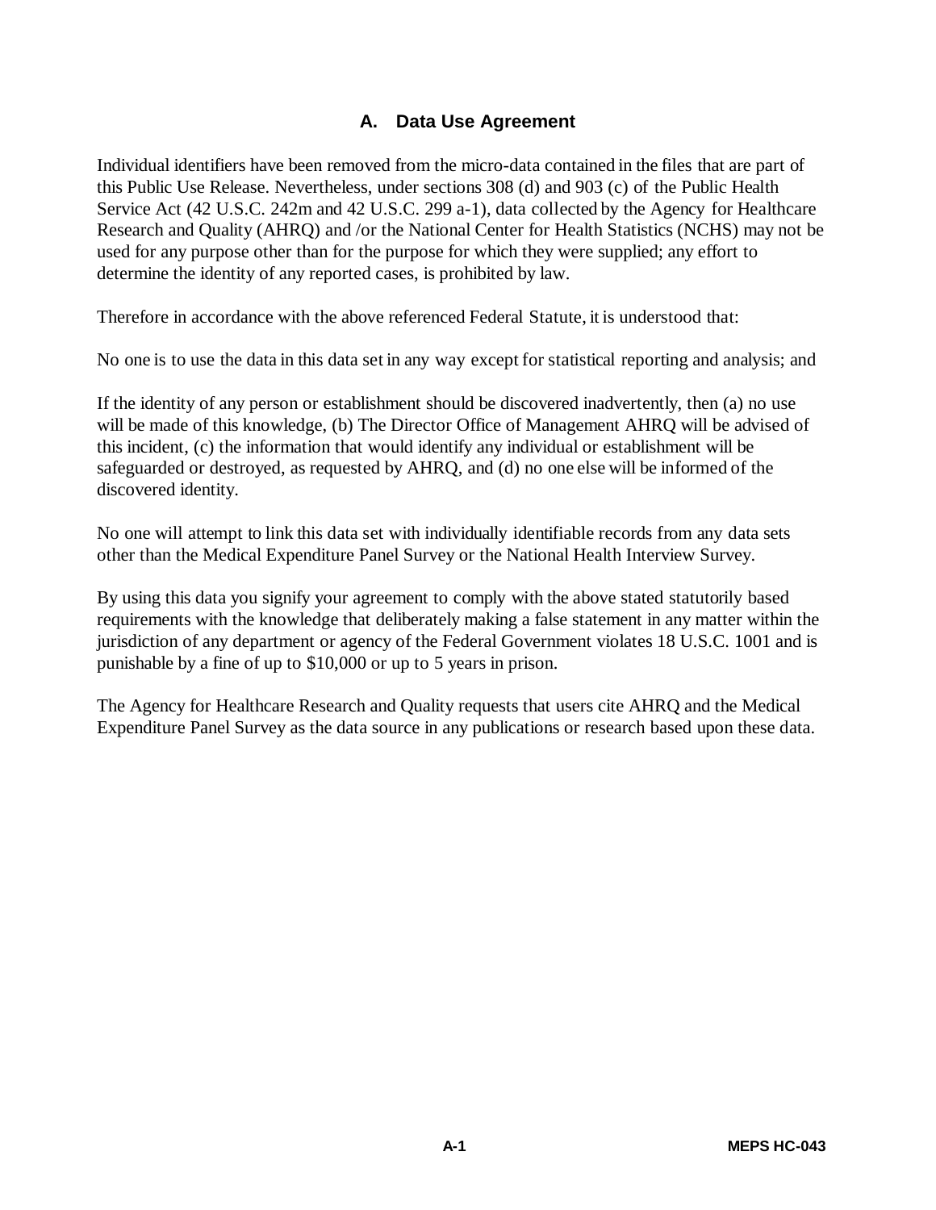## A. Data Use Agreement

Individual identifiers have been removed from the micro-data contained in the files that are part of this Public Use Release. Nevertheless, under sections 308 (d) and 903 (c) of the Public Health Service Act (42 U.S.C. 242m and 42 U.S.C. 299 a-1), data collected by the Agency for Healthcare Research and Quality (AHRQ) and /or the National Center for Health Statistics (NCHS) may not be used for any purpose other than for the purpose for which they were supplied; any effort to determine the identity of any reported cases, is prohibited by law.

Therefore in accordance with the above referenced Federal Statute, it is understood that:

No one is to use the data in this data set in any way except for statistical reporting and analysis; and

If the identity of any person or establishment should be discovered inadvertently, then (a) no use will be made of this knowledge, (b) The Director Office of Management AHRQ will be advised of this incident, (c) the information that would identify any individual or establishment will be safeguarded or destroyed, as requested by AHRQ, and (d) no one else will be informed of the discovered identity.

No one will attempt to link this data set with individually identifiable records from any data sets other than the Medical Expenditure Panel Survey or the National Health Interview Survey.

By using this data you signify your agreement to comply with the above stated statutorily based requirements with the knowledge that deliberately making a false statement in any matter within the jurisdiction of any department or agency of the Federal Government violates 18 U.S.C. 1001 and is punishable by a fine of up to $10,000 or up to 5 years in prison.

The Agency for Healthcare Research and Quality requests that users cite AHRQ and the Medical Expenditure Panel Survey as the data source in any publications or research based upon these data.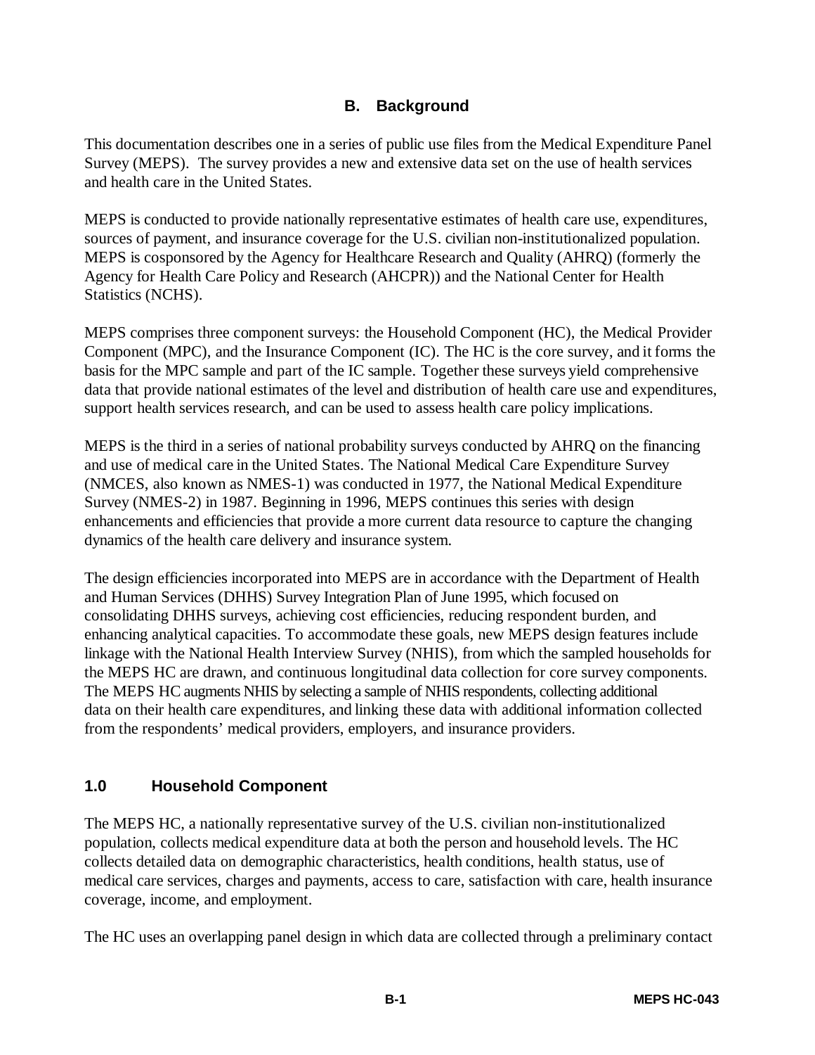## B. Background

This documentation describes one in a series of public use files from the Medical Expenditure Panel Survey (MEPS). The survey provides a new and extensive data set on the use of health services and health care in the United States.

MEPS is conducted to provide nationally representative estimates of health care use, expenditures, sources of payment, and insurance coverage for the U.S. civilian non-institutionalized population. MEPS is cosponsored by the Agency for Healthcare Research and Quality (AHRQ) (formerly the Agency for Health Care Policy and Research (AHCPR)) and the National Center for Health Statistics (NCHS).

MEPS comprises three component surveys: the Household Component (HC), the Medical Provider Component (MPC), and the Insurance Component (IC). The HC is the core survey, and it forms the basis for the MPC sample and part of the IC sample. Together these surveys yield comprehensive data that provide national estimates of the level and distribution of health care use and expenditures, support health services research, and can be used to assess health care policy implications.

MEPS is the third in a series of national probability surveys conducted by AHRQ on the financing and use of medical care in the United States. The National Medical Care Expenditure Survey (NMCES, also known as NMES-1) was conducted in 1977, the National Medical Expenditure Survey (NMES-2) in 1987. Beginning in 1996, MEPS continues this series with design enhancements and efficiencies that provide a more current data resource to capture the changing dynamics of the health care delivery and insurance system.

The design efficiencies incorporated into MEPS are in accordance with the Department of Health and Human Services (DHHS) Survey Integration Plan of June 1995, which focused on consolidating DHHS surveys, achieving cost efficiencies, reducing respondent burden, and enhancing analytical capacities. To accommodate these goals, new MEPS design features include linkage with the National Health Interview Survey (NHIS), from which the sampled households for the MEPS HC are drawn, and continuous longitudinal data collection for core survey components. The MEPS HC augments NHIS by selecting a sample of NHIS respondents, collecting additional data on their health care expenditures, and linking these data with additional information collected from the respondents' medical providers, employers, and insurance providers.

### 1.0 Household Component

The MEPS HC, a nationally representative survey of the U.S. civilian non-institutionalized population, collects medical expenditure data at both the person and household levels. The HC collects detailed data on demographic characteristics, health conditions, health status, use of medical care services, charges and payments, access to care, satisfaction with care, health insurance coverage, income, and employment.

The HC uses an overlapping panel design in which data are collected through a preliminary contact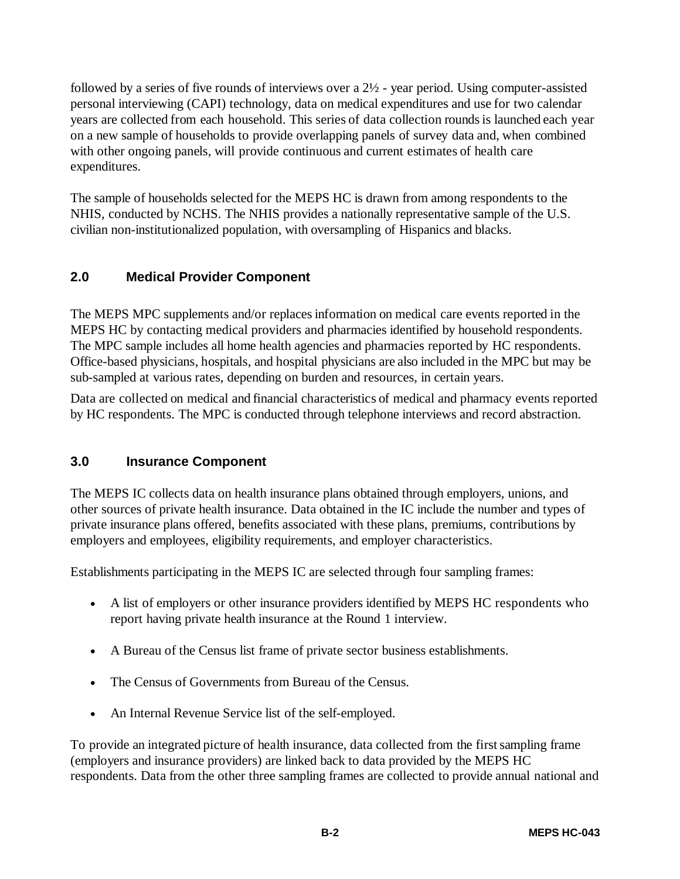followed by a series of five rounds of interviews over a 2½ - year period. Using computer-assisted personal interviewing (CAPI) technology, data on medical expenditures and use for two calendar years are collected from each household. This series of data collection rounds is launched each year on a new sample of households to provide overlapping panels of survey data and, when combined with other ongoing panels, will provide continuous and current estimates of health care expenditures.

The sample of households selected for the MEPS HC is drawn from among respondents to the NHIS, conducted by NCHS. The NHIS provides a nationally representative sample of the U.S. civilian non-institutionalized population, with oversampling of Hispanics and blacks.

## 2.0 Medical Provider Component

The MEPS MPC supplements and/or replaces information on medical care events reported in the MEPS HC by contacting medical providers and pharmacies identified by household respondents. The MPC sample includes all home health agencies and pharmacies reported by HC respondents. Office-based physicians, hospitals, and hospital physicians are also included in the MPC but may be sub-sampled at various rates, depending on burden and resources, in certain years.

Data are collected on medical and financial characteristics of medical and pharmacy events reported by HC respondents. The MPC is conducted through telephone interviews and record abstraction.

## 3.0 Insurance Component

The MEPS IC collects data on health insurance plans obtained through employers, unions, and other sources of private health insurance. Data obtained in the IC include the number and types of private insurance plans offered, benefits associated with these plans, premiums, contributions by employers and employees, eligibility requirements, and employer characteristics.

Establishments participating in the MEPS IC are selected through four sampling frames:

- A list of employers or other insurance providers identified by MEPS HC respondents who report having private health insurance at the Round 1 interview.
- A Bureau of the Census list frame of private sector business establishments.
- The Census of Governments from Bureau of the Census.
- An Internal Revenue Service list of the self-employed.

To provide an integrated picture of health insurance, data collected from the first sampling frame (employers and insurance providers) are linked back to data provided by the MEPS HC respondents. Data from the other three sampling frames are collected to provide annual national and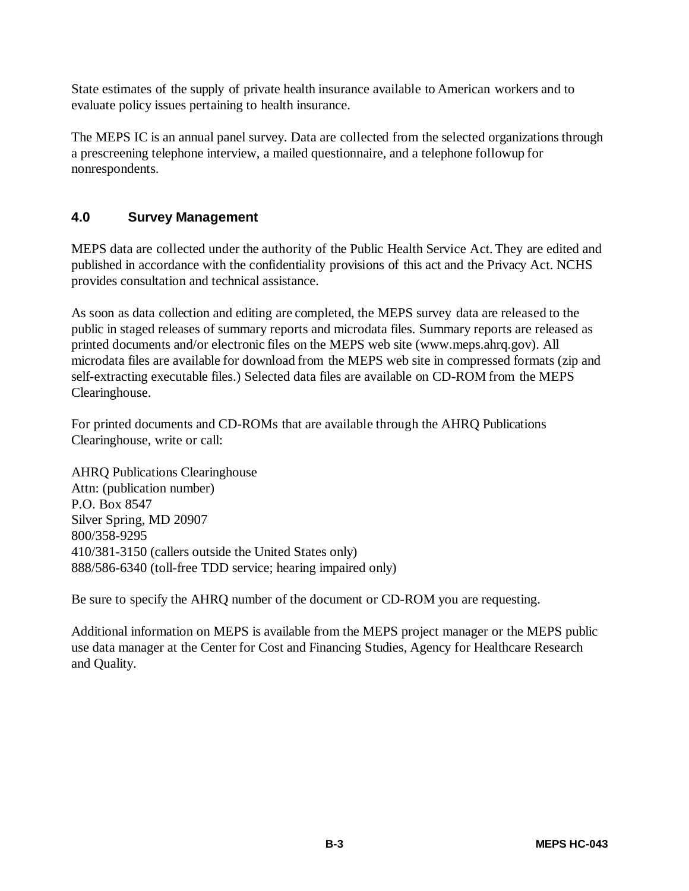State estimates of the supply of private health insurance available to American workers and to evaluate policy issues pertaining to health insurance.

The MEPS IC is an annual panel survey. Data are collected from the selected organizations through a prescreening telephone interview, a mailed questionnaire, and a telephone followup for nonrespondents.

## 4.0 Survey Management

MEPS data are collected under the authority of the Public Health Service Act. They are edited and published in accordance with the confidentiality provisions of this act and the Privacy Act. NCHS provides consultation and technical assistance.

As soon as data collection and editing are completed, the MEPS survey data are released to the public in staged releases of summary reports and microdata files. Summary reports are released as printed documents and/or electronic files on the MEPS web site (www.meps.ahrq.gov). All microdata files are available for download from the MEPS web site in compressed formats (zip and self-extracting executable files.) Selected data files are available on CD-ROM from the MEPS Clearinghouse.

For printed documents and CD-ROMs that are available through the AHRQ Publications Clearinghouse, write or call:

AHRQ Publications Clearinghouse
Attn: (publication number)
P.O. Box 8547
Silver Spring, MD 20907
800/358-9295
410/381-3150 (callers outside the United States only)
888/586-6340 (toll-free TDD service; hearing impaired only)

Be sure to specify the AHRQ number of the document or CD-ROM you are requesting.

Additional information on MEPS is available from the MEPS project manager or the MEPS public use data manager at the Center for Cost and Financing Studies, Agency for Healthcare Research and Quality.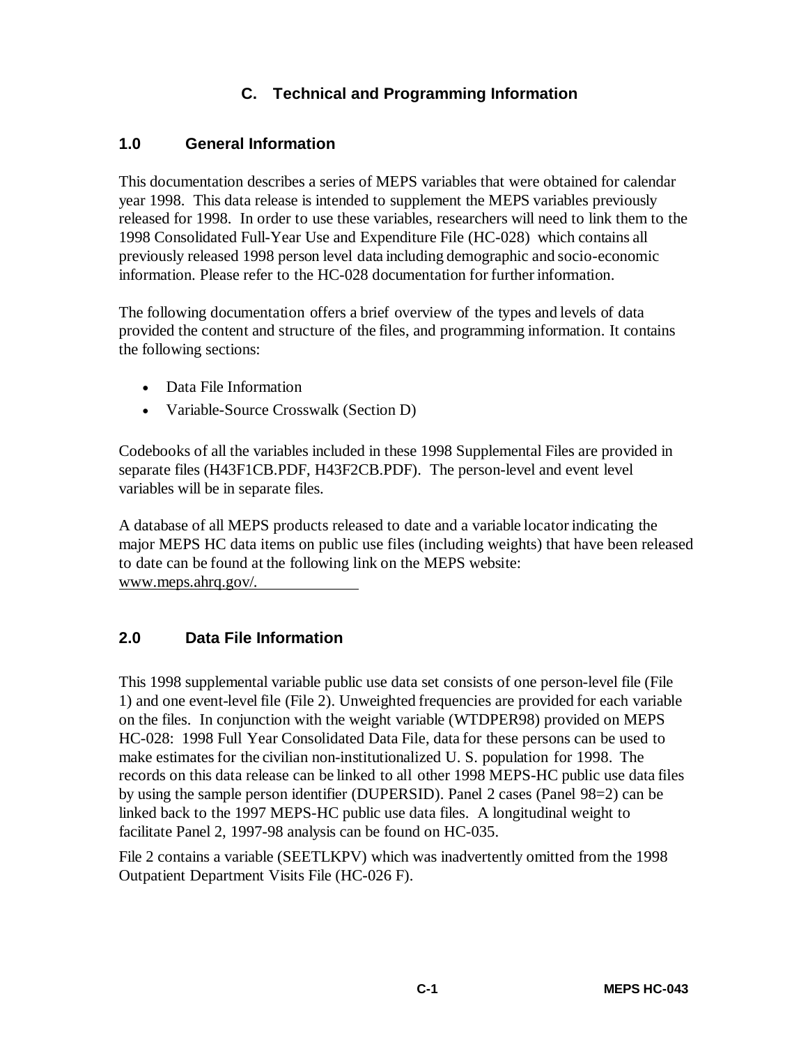## C. Technical and Programming Information

### 1.0 General Information

This documentation describes a series of MEPS variables that were obtained for calendar year 1998. This data release is intended to supplement the MEPS variables previously released for 1998. In order to use these variables, researchers will need to link them to the 1998 Consolidated Full-Year Use and Expenditure File (HC-028) which contains all previously released 1998 person level data including demographic and socio-economic information. Please refer to the HC-028 documentation for further information.

The following documentation offers a brief overview of the types and levels of data provided the content and structure of the files, and programming information. It contains the following sections:

- Data File Information
- Variable-Source Crosswalk (Section D)

Codebooks of all the variables included in these 1998 Supplemental Files are provided in separate files (H43F1CB.PDF, H43F2CB.PDF). The person-level and event level variables will be in separate files.

A database of all MEPS products released to date and a variable locator indicating the major MEPS HC data items on public use files (including weights) that have been released to date can be found at the following link on the MEPS website: www.meps.ahrq.gov/.

### 2.0 Data File Information

This 1998 supplemental variable public use data set consists of one person-level file (File 1) and one event-level file (File 2). Unweighted frequencies are provided for each variable on the files. In conjunction with the weight variable (WTDPER98) provided on MEPS HC-028: 1998 Full Year Consolidated Data File, data for these persons can be used to make estimates for the civilian non-institutionalized U. S. population for 1998. The records on this data release can be linked to all other 1998 MEPS-HC public use data files by using the sample person identifier (DUPERSID). Panel 2 cases (Panel 98=2) can be linked back to the 1997 MEPS-HC public use data files. A longitudinal weight to facilitate Panel 2, 1997-98 analysis can be found on HC-035.

File 2 contains a variable (SEETLKPV) which was inadvertently omitted from the 1998 Outpatient Department Visits File (HC-026 F).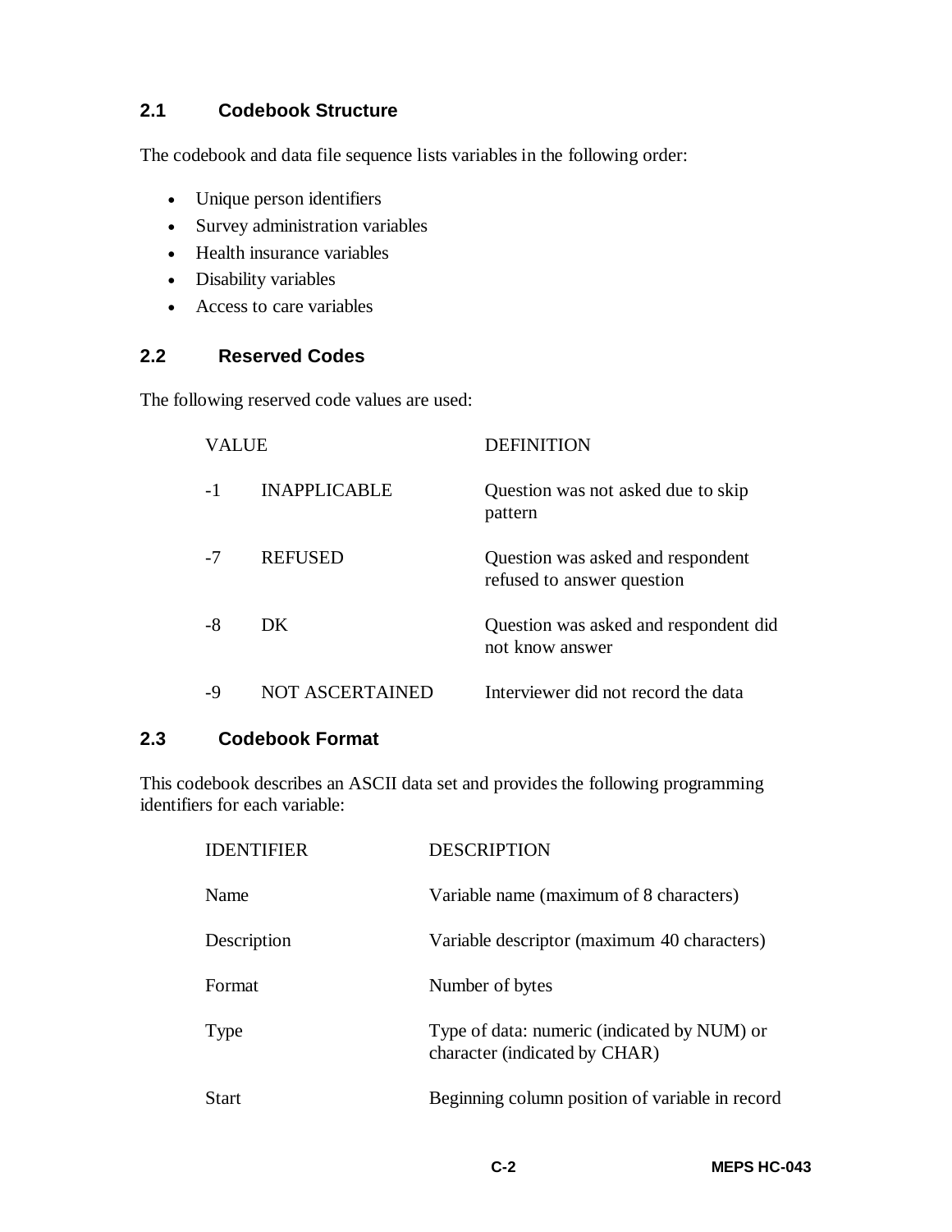## 2.1 Codebook Structure

The codebook and data file sequence lists variables in the following order:

- Unique person identifiers
- Survey administration variables
- Health insurance variables
- Disability variables
- Access to care variables

## 2.2 Reserved Codes

The following reserved code values are used:

| VALUE | | DEFINITION |
|---|---|---|
| -1 | INAPPLICABLE | Question was not asked due to skip pattern |
| -7 | REFUSED | Question was asked and respondent refused to answer question |
| -8 | DK | Question was asked and respondent did not know answer |
| -9 | NOT ASCERTAINED | Interviewer did not record the data |

## 2.3 Codebook Format

This codebook describes an ASCII data set and provides the following programming identifiers for each variable:

| IDENTIFIER | DESCRIPTION |
|---|---|
| Name | Variable name (maximum of 8 characters) |
| Description | Variable descriptor (maximum 40 characters) |
| Format | Number of bytes |
| Type | Type of data: numeric (indicated by NUM) or character (indicated by CHAR) |
| Start | Beginning column position of variable in record |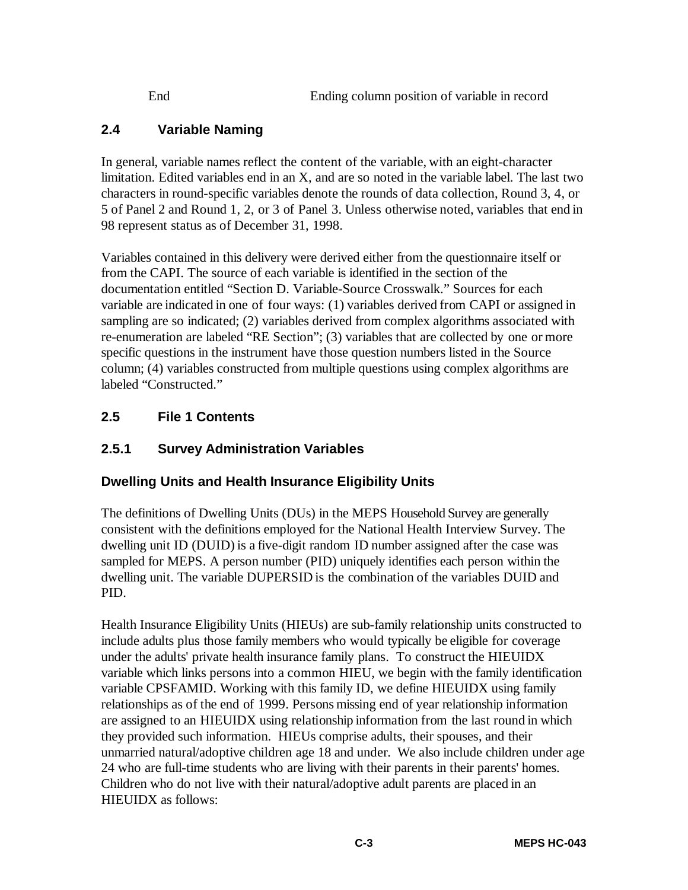| End | Ending column position of variable in record |
|---|---|

## 2.4 Variable Naming

In general, variable names reflect the content of the variable, with an eight-character limitation. Edited variables end in an X, and are so noted in the variable label. The last two characters in round-specific variables denote the rounds of data collection, Round 3, 4, or 5 of Panel 2 and Round 1, 2, or 3 of Panel 3. Unless otherwise noted, variables that end in 98 represent status as of December 31, 1998.

Variables contained in this delivery were derived either from the questionnaire itself or from the CAPI. The source of each variable is identified in the section of the documentation entitled "Section D. Variable-Source Crosswalk." Sources for each variable are indicated in one of four ways: (1) variables derived from CAPI or assigned in sampling are so indicated; (2) variables derived from complex algorithms associated with re-enumeration are labeled "RE Section"; (3) variables that are collected by one or more specific questions in the instrument have those question numbers listed in the Source column; (4) variables constructed from multiple questions using complex algorithms are labeled "Constructed."

## 2.5 File 1 Contents

### 2.5.1 Survey Administration Variables

#### Dwelling Units and Health Insurance Eligibility Units

The definitions of Dwelling Units (DUs) in the MEPS Household Survey are generally consistent with the definitions employed for the National Health Interview Survey. The dwelling unit ID (DUID) is a five-digit random ID number assigned after the case was sampled for MEPS. A person number (PID) uniquely identifies each person within the dwelling unit. The variable DUPERSID is the combination of the variables DUID and PID.

Health Insurance Eligibility Units (HIEUs) are sub-family relationship units constructed to include adults plus those family members who would typically be eligible for coverage under the adults' private health insurance family plans. To construct the HIEUIDX variable which links persons into a common HIEU, we begin with the family identification variable CPSFAMID. Working with this family ID, we define HIEUIDX using family relationships as of the end of 1999. Persons missing end of year relationship information are assigned to an HIEUIDX using relationship information from the last round in which they provided such information. HIEUs comprise adults, their spouses, and their unmarried natural/adoptive children age 18 and under. We also include children under age 24 who are full-time students who are living with their parents in their parents' homes. Children who do not live with their natural/adoptive adult parents are placed in an HIEUIDX as follows: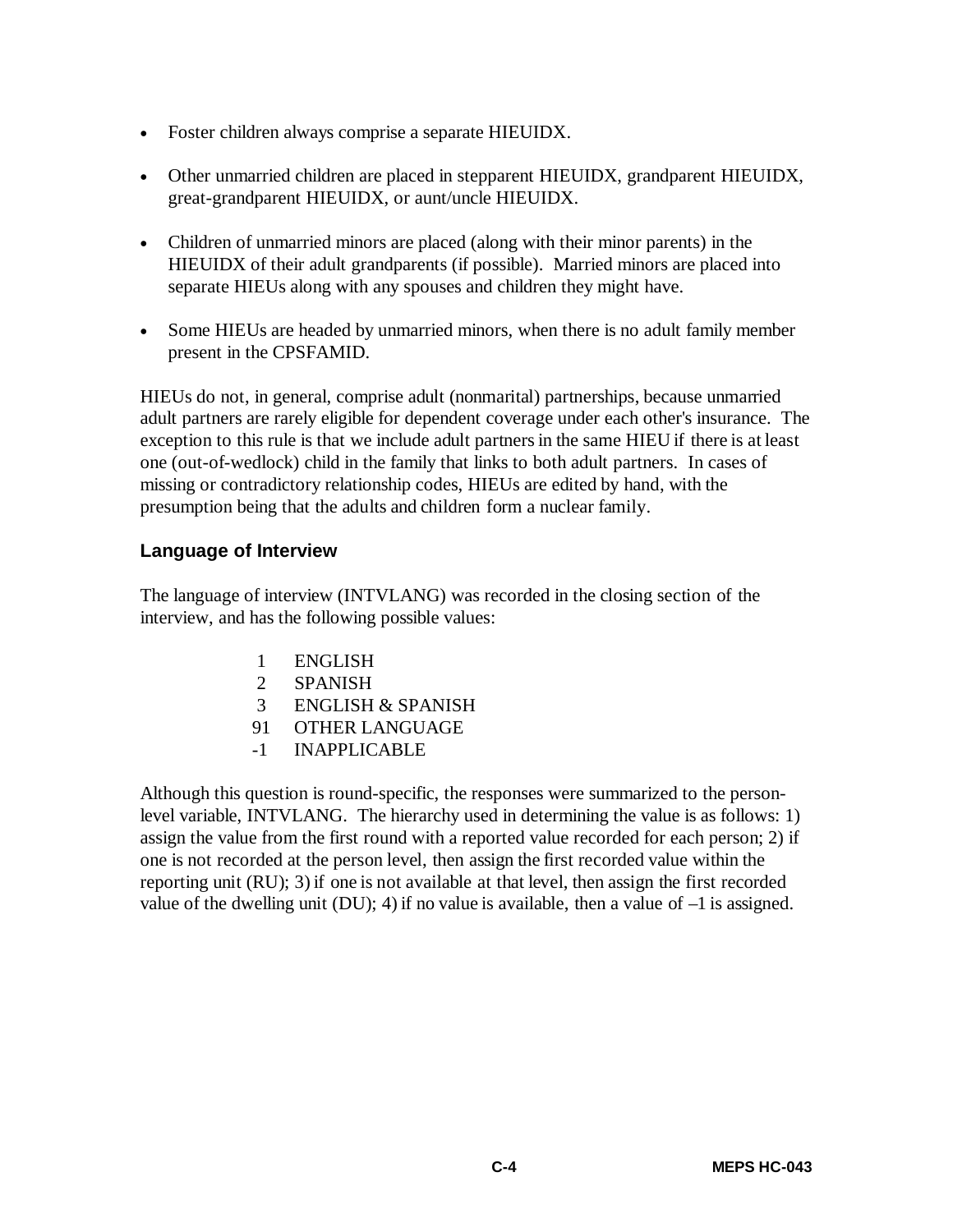- Foster children always comprise a separate HIEUIDX.
- Other unmarried children are placed in stepparent HIEUIDX, grandparent HIEUIDX, great-grandparent HIEUIDX, or aunt/uncle HIEUIDX.
- Children of unmarried minors are placed (along with their minor parents) in the HIEUIDX of their adult grandparents (if possible). Married minors are placed into separate HIEUs along with any spouses and children they might have.
- Some HIEUs are headed by unmarried minors, when there is no adult family member present in the CPSFAMID.

HIEUs do not, in general, comprise adult (nonmarital) partnerships, because unmarried adult partners are rarely eligible for dependent coverage under each other's insurance. The exception to this rule is that we include adult partners in the same HIEU if there is at least one (out-of-wedlock) child in the family that links to both adult partners. In cases of missing or contradictory relationship codes, HIEUs are edited by hand, with the presumption being that the adults and children form a nuclear family.

### Language of Interview

The language of interview (INTVLANG) was recorded in the closing section of the interview, and has the following possible values:

| | |
|---|---|
| 1 | ENGLISH |
| 2 | SPANISH |
| 3 | ENGLISH & SPANISH |
| 91 | OTHER LANGUAGE |
| -1 | INAPPLICABLE |

Although this question is round-specific, the responses were summarized to the person-level variable, INTVLANG. The hierarchy used in determining the value is as follows: 1) assign the value from the first round with a reported value recorded for each person; 2) if one is not recorded at the person level, then assign the first recorded value within the reporting unit (RU); 3) if one is not available at that level, then assign the first recorded value of the dwelling unit (DU); 4) if no value is available, then a value of –1 is assigned.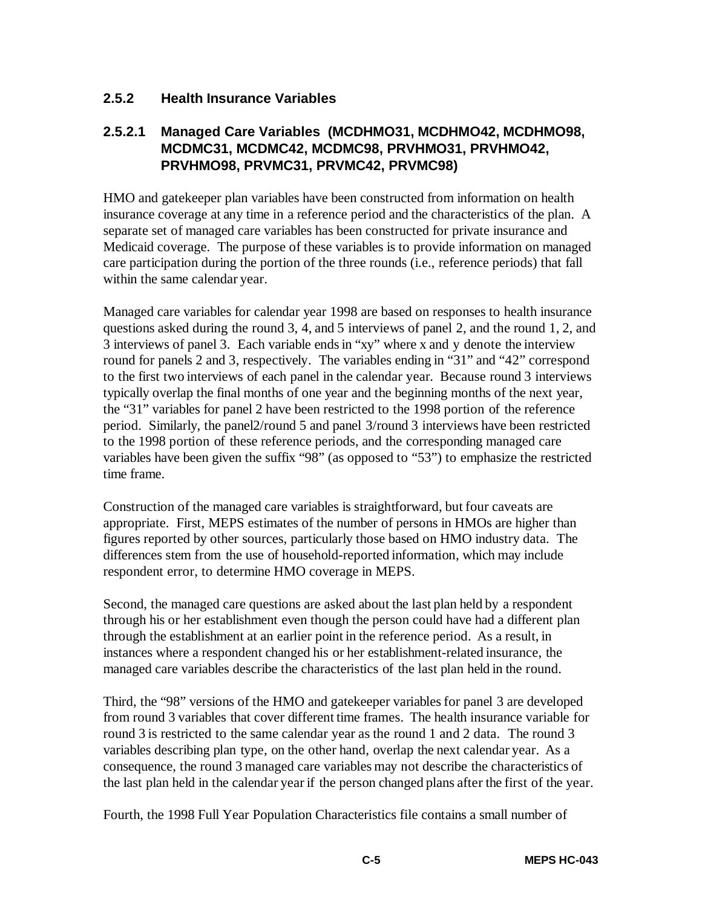### 2.5.2 Health Insurance Variables

#### 2.5.2.1 Managed Care Variables (MCDHMO31, MCDHMO42, MCDHMO98, MCDMC31, MCDMC42, MCDMC98, PRVHMO31, PRVHMO42, PRVHMO98, PRVMC31, PRVMC42, PRVMC98)

HMO and gatekeeper plan variables have been constructed from information on health insurance coverage at any time in a reference period and the characteristics of the plan. A separate set of managed care variables has been constructed for private insurance and Medicaid coverage. The purpose of these variables is to provide information on managed care participation during the portion of the three rounds (i.e., reference periods) that fall within the same calendar year.

Managed care variables for calendar year 1998 are based on responses to health insurance questions asked during the round 3, 4, and 5 interviews of panel 2, and the round 1, 2, and 3 interviews of panel 3. Each variable ends in "xy" where x and y denote the interview round for panels 2 and 3, respectively. The variables ending in "31" and "42" correspond to the first two interviews of each panel in the calendar year. Because round 3 interviews typically overlap the final months of one year and the beginning months of the next year, the "31" variables for panel 2 have been restricted to the 1998 portion of the reference period. Similarly, the panel2/round 5 and panel 3/round 3 interviews have been restricted to the 1998 portion of these reference periods, and the corresponding managed care variables have been given the suffix "98" (as opposed to "53") to emphasize the restricted time frame.

Construction of the managed care variables is straightforward, but four caveats are appropriate. First, MEPS estimates of the number of persons in HMOs are higher than figures reported by other sources, particularly those based on HMO industry data. The differences stem from the use of household-reported information, which may include respondent error, to determine HMO coverage in MEPS.

Second, the managed care questions are asked about the last plan held by a respondent through his or her establishment even though the person could have had a different plan through the establishment at an earlier point in the reference period. As a result, in instances where a respondent changed his or her establishment-related insurance, the managed care variables describe the characteristics of the last plan held in the round.

Third, the "98" versions of the HMO and gatekeeper variables for panel 3 are developed from round 3 variables that cover different time frames. The health insurance variable for round 3 is restricted to the same calendar year as the round 1 and 2 data. The round 3 variables describing plan type, on the other hand, overlap the next calendar year. As a consequence, the round 3 managed care variables may not describe the characteristics of the last plan held in the calendar year if the person changed plans after the first of the year.

Fourth, the 1998 Full Year Population Characteristics file contains a small number of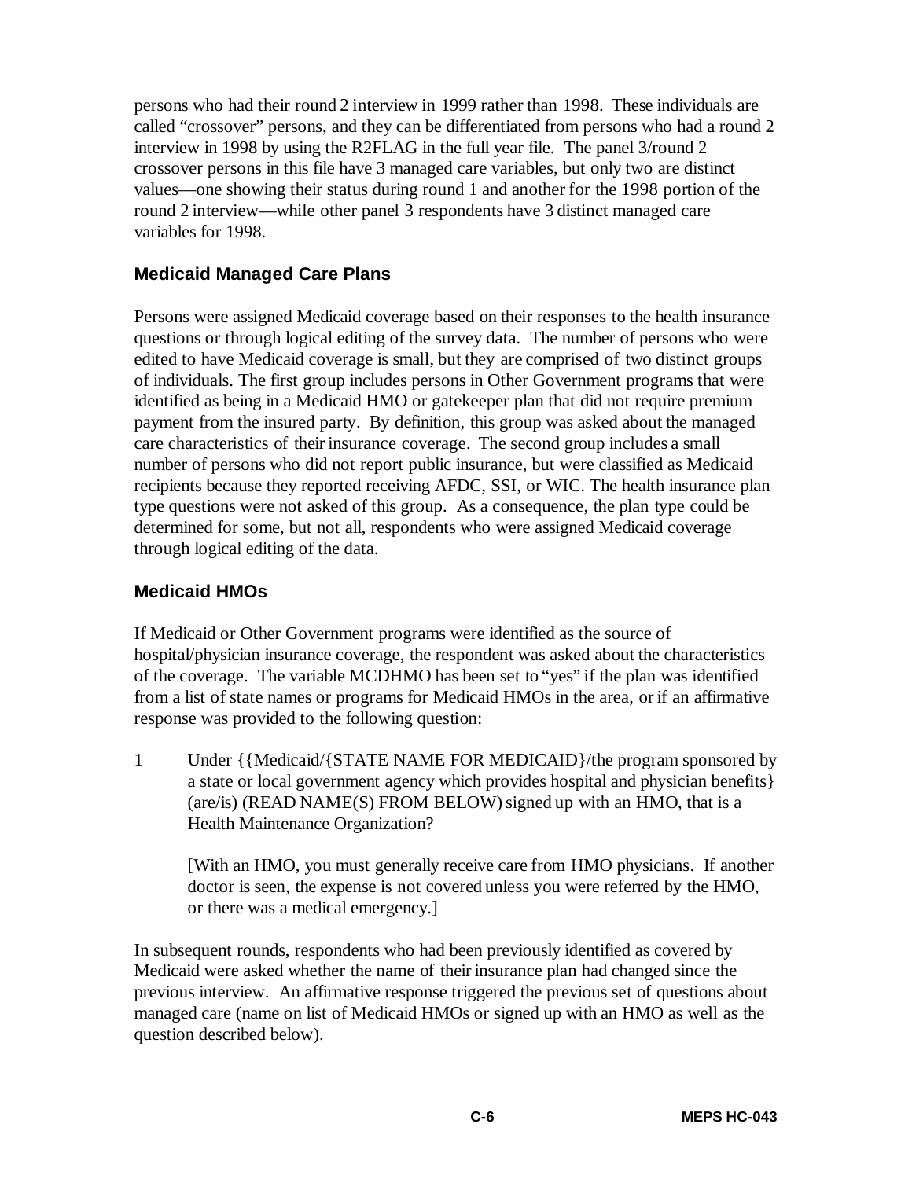persons who had their round 2 interview in 1999 rather than 1998. These individuals are called "crossover" persons, and they can be differentiated from persons who had a round 2 interview in 1998 by using the R2FLAG in the full year file. The panel 3/round 2 crossover persons in this file have 3 managed care variables, but only two are distinct values—one showing their status during round 1 and another for the 1998 portion of the round 2 interview—while other panel 3 respondents have 3 distinct managed care variables for 1998.

### Medicaid Managed Care Plans

Persons were assigned Medicaid coverage based on their responses to the health insurance questions or through logical editing of the survey data. The number of persons who were edited to have Medicaid coverage is small, but they are comprised of two distinct groups of individuals. The first group includes persons in Other Government programs that were identified as being in a Medicaid HMO or gatekeeper plan that did not require premium payment from the insured party. By definition, this group was asked about the managed care characteristics of their insurance coverage. The second group includes a small number of persons who did not report public insurance, but were classified as Medicaid recipients because they reported receiving AFDC, SSI, or WIC. The health insurance plan type questions were not asked of this group. As a consequence, the plan type could be determined for some, but not all, respondents who were assigned Medicaid coverage through logical editing of the data.

### Medicaid HMOs

If Medicaid or Other Government programs were identified as the source of hospital/physician insurance coverage, the respondent was asked about the characteristics of the coverage. The variable MCDHMO has been set to "yes" if the plan was identified from a list of state names or programs for Medicaid HMOs in the area, or if an affirmative response was provided to the following question:

1 Under {{Medicaid/{STATE NAME FOR MEDICAID}/the program sponsored by a state or local government agency which provides hospital and physician benefits} (are/is) (READ NAME(S) FROM BELOW) signed up with an HMO, that is a Health Maintenance Organization?

[With an HMO, you must generally receive care from HMO physicians. If another doctor is seen, the expense is not covered unless you were referred by the HMO, or there was a medical emergency.]

In subsequent rounds, respondents who had been previously identified as covered by Medicaid were asked whether the name of their insurance plan had changed since the previous interview. An affirmative response triggered the previous set of questions about managed care (name on list of Medicaid HMOs or signed up with an HMO as well as the question described below).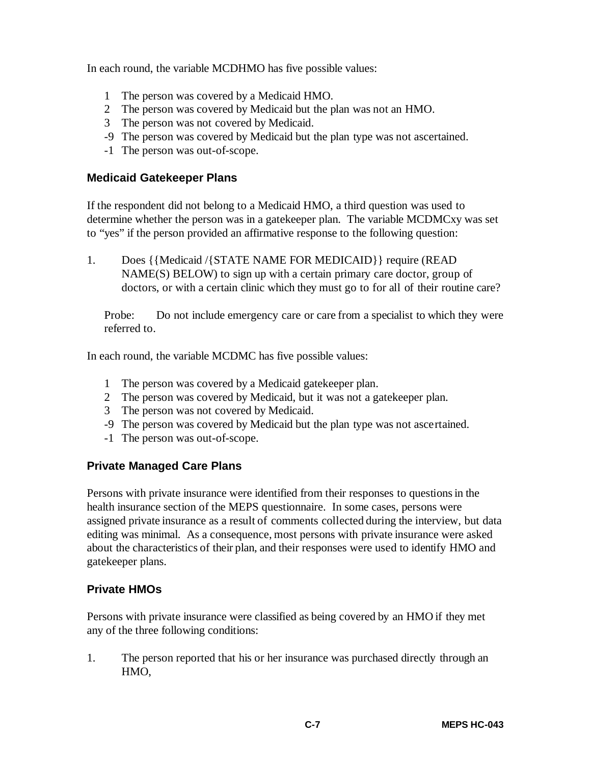In each round, the variable MCDHMO has five possible values:

- 1 The person was covered by a Medicaid HMO.
- 2 The person was covered by Medicaid but the plan was not an HMO.
- 3 The person was not covered by Medicaid.
- -9 The person was covered by Medicaid but the plan type was not ascertained.
- -1 The person was out-of-scope.

### Medicaid Gatekeeper Plans

If the respondent did not belong to a Medicaid HMO, a third question was used to determine whether the person was in a gatekeeper plan. The variable MCDMCxy was set to "yes" if the person provided an affirmative response to the following question:

1. Does {{Medicaid /{STATE NAME FOR MEDICAID}} require (READ NAME(S) BELOW) to sign up with a certain primary care doctor, group of doctors, or with a certain clinic which they must go to for all of their routine care?

   Probe: Do not include emergency care or care from a specialist to which they were referred to.

In each round, the variable MCDMC has five possible values:

- 1 The person was covered by a Medicaid gatekeeper plan.
- 2 The person was covered by Medicaid, but it was not a gatekeeper plan.
- 3 The person was not covered by Medicaid.
- -9 The person was covered by Medicaid but the plan type was not ascertained.
- -1 The person was out-of-scope.

### Private Managed Care Plans

Persons with private insurance were identified from their responses to questions in the health insurance section of the MEPS questionnaire. In some cases, persons were assigned private insurance as a result of comments collected during the interview, but data editing was minimal. As a consequence, most persons with private insurance were asked about the characteristics of their plan, and their responses were used to identify HMO and gatekeeper plans.

### Private HMOs

Persons with private insurance were classified as being covered by an HMO if they met any of the three following conditions:

1. The person reported that his or her insurance was purchased directly through an HMO,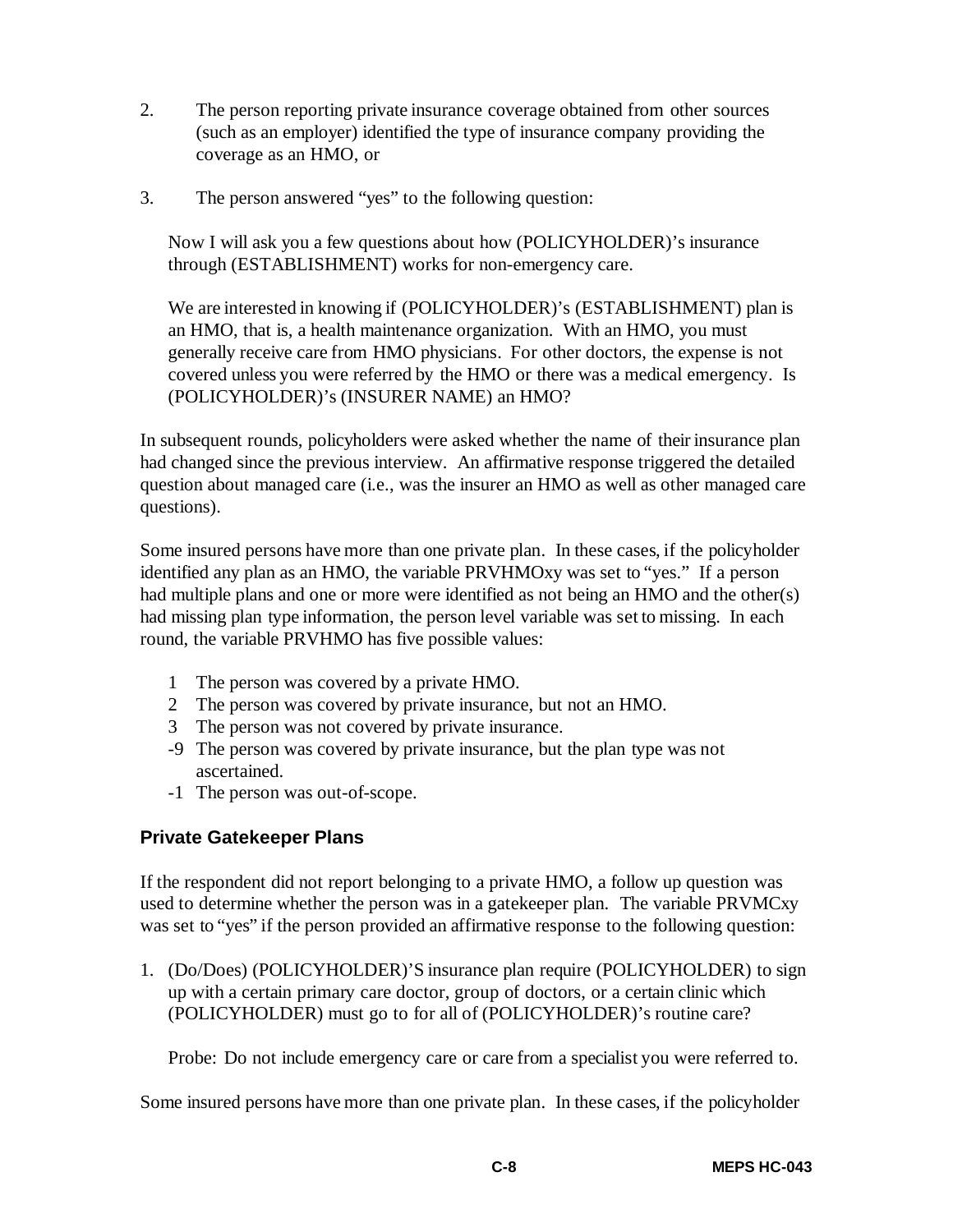2. The person reporting private insurance coverage obtained from other sources (such as an employer) identified the type of insurance company providing the coverage as an HMO, or

3. The person answered "yes" to the following question:

   Now I will ask you a few questions about how (POLICYHOLDER)'s insurance through (ESTABLISHMENT) works for non-emergency care.

   We are interested in knowing if (POLICYHOLDER)'s (ESTABLISHMENT) plan is an HMO, that is, a health maintenance organization. With an HMO, you must generally receive care from HMO physicians. For other doctors, the expense is not covered unless you were referred by the HMO or there was a medical emergency. Is (POLICYHOLDER)'s (INSURER NAME) an HMO?

In subsequent rounds, policyholders were asked whether the name of their insurance plan had changed since the previous interview. An affirmative response triggered the detailed question about managed care (i.e., was the insurer an HMO as well as other managed care questions).

Some insured persons have more than one private plan. In these cases, if the policyholder identified any plan as an HMO, the variable PRVHMOxy was set to "yes." If a person had multiple plans and one or more were identified as not being an HMO and the other(s) had missing plan type information, the person level variable was set to missing. In each round, the variable PRVHMO has five possible values:

- 1 The person was covered by a private HMO.
- 2 The person was covered by private insurance, but not an HMO.
- 3 The person was not covered by private insurance.
- -9 The person was covered by private insurance, but the plan type was not ascertained.
- -1 The person was out-of-scope.

### Private Gatekeeper Plans

If the respondent did not report belonging to a private HMO, a follow up question was used to determine whether the person was in a gatekeeper plan. The variable PRVMCxy was set to "yes" if the person provided an affirmative response to the following question:

1. (Do/Does) (POLICYHOLDER)'S insurance plan require (POLICYHOLDER) to sign up with a certain primary care doctor, group of doctors, or a certain clinic which (POLICYHOLDER) must go to for all of (POLICYHOLDER)'s routine care?

   Probe: Do not include emergency care or care from a specialist you were referred to.

Some insured persons have more than one private plan. In these cases, if the policyholder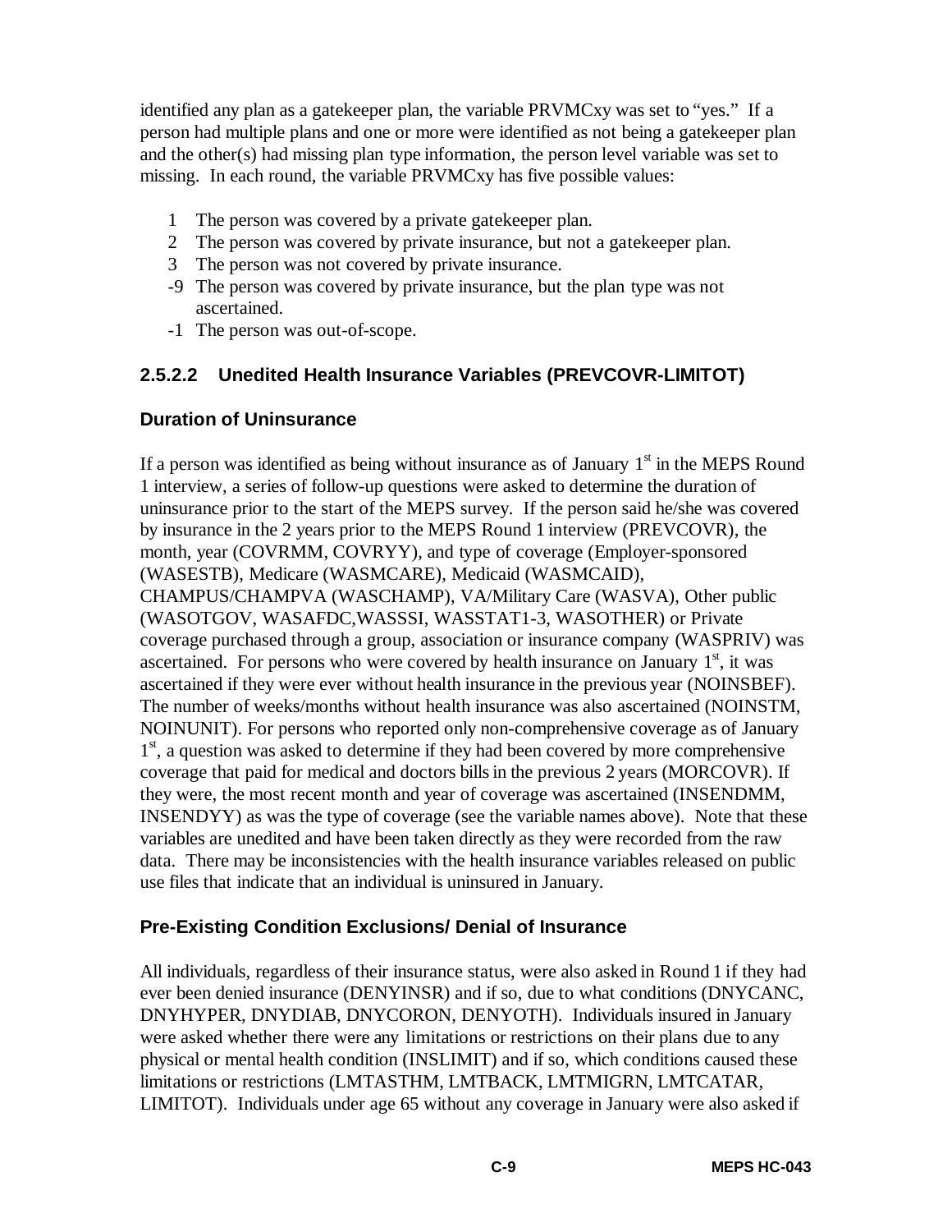identified any plan as a gatekeeper plan, the variable PRVMCxy was set to "yes." If a person had multiple plans and one or more were identified as not being a gatekeeper plan and the other(s) had missing plan type information, the person level variable was set to missing. In each round, the variable PRVMCxy has five possible values:

- 1 The person was covered by a private gatekeeper plan.
- 2 The person was covered by private insurance, but not a gatekeeper plan.
- 3 The person was not covered by private insurance.
- -9 The person was covered by private insurance, but the plan type was not ascertained.
- -1 The person was out-of-scope.

### 2.5.2.2 Unedited Health Insurance Variables (PREVCOVR-LIMITOT)

#### Duration of Uninsurance

If a person was identified as being without insurance as of January 1st in the MEPS Round 1 interview, a series of follow-up questions were asked to determine the duration of uninsurance prior to the start of the MEPS survey. If the person said he/she was covered by insurance in the 2 years prior to the MEPS Round 1 interview (PREVCOVR), the month, year (COVRMM, COVRYY), and type of coverage (Employer-sponsored (WASESTB), Medicare (WASMCARE), Medicaid (WASMCAID), CHAMPUS/CHAMPVA (WASCHAMP), VA/Military Care (WASVA), Other public (WASOTGOV, WASAFDC,WASSSI, WASSTAT1-3, WASOTHER) or Private coverage purchased through a group, association or insurance company (WASPRIV) was ascertained. For persons who were covered by health insurance on January 1st, it was ascertained if they were ever without health insurance in the previous year (NOINSBEF). The number of weeks/months without health insurance was also ascertained (NOINSTM, NOINUNIT). For persons who reported only non-comprehensive coverage as of January 1st, a question was asked to determine if they had been covered by more comprehensive coverage that paid for medical and doctors bills in the previous 2 years (MORCOVR). If they were, the most recent month and year of coverage was ascertained (INSENDMM, INSENDYY) as was the type of coverage (see the variable names above). Note that these variables are unedited and have been taken directly as they were recorded from the raw data. There may be inconsistencies with the health insurance variables released on public use files that indicate that an individual is uninsured in January.

#### Pre-Existing Condition Exclusions/ Denial of Insurance

All individuals, regardless of their insurance status, were also asked in Round 1 if they had ever been denied insurance (DENYINSR) and if so, due to what conditions (DNYCANC, DNYHYPER, DNYDIAB, DNYCORON, DENYOTH). Individuals insured in January were asked whether there were any limitations or restrictions on their plans due to any physical or mental health condition (INSLIMIT) and if so, which conditions caused these limitations or restrictions (LMTASTHM, LMTBACK, LMTMIGRN, LMTCATAR, LIMITOT). Individuals under age 65 without any coverage in January were also asked if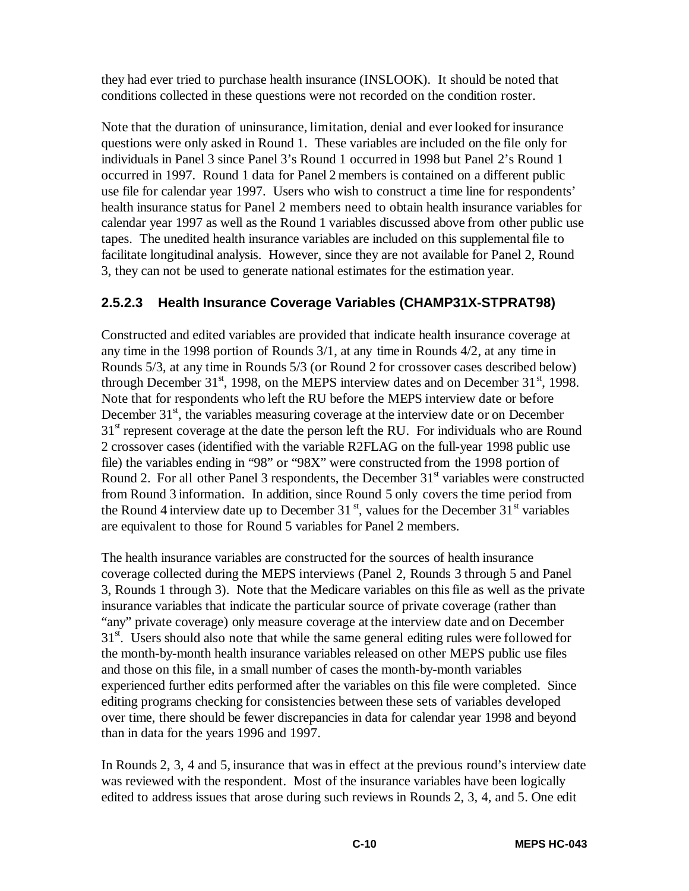they had ever tried to purchase health insurance (INSLOOK). It should be noted that conditions collected in these questions were not recorded on the condition roster.

Note that the duration of uninsurance, limitation, denial and ever looked for insurance questions were only asked in Round 1. These variables are included on the file only for individuals in Panel 3 since Panel 3's Round 1 occurred in 1998 but Panel 2's Round 1 occurred in 1997. Round 1 data for Panel 2 members is contained on a different public use file for calendar year 1997. Users who wish to construct a time line for respondents' health insurance status for Panel 2 members need to obtain health insurance variables for calendar year 1997 as well as the Round 1 variables discussed above from other public use tapes. The unedited health insurance variables are included on this supplemental file to facilitate longitudinal analysis. However, since they are not available for Panel 2, Round 3, they can not be used to generate national estimates for the estimation year.

### 2.5.2.3 Health Insurance Coverage Variables (CHAMP31X-STPRAT98)

Constructed and edited variables are provided that indicate health insurance coverage at any time in the 1998 portion of Rounds 3/1, at any time in Rounds 4/2, at any time in Rounds 5/3, at any time in Rounds 5/3 (or Round 2 for crossover cases described below) through December 31st, 1998, on the MEPS interview dates and on December 31st, 1998. Note that for respondents who left the RU before the MEPS interview date or before December 31st, the variables measuring coverage at the interview date or on December 31st represent coverage at the date the person left the RU. For individuals who are Round 2 crossover cases (identified with the variable R2FLAG on the full-year 1998 public use file) the variables ending in "98" or "98X" were constructed from the 1998 portion of Round 2. For all other Panel 3 respondents, the December 31st variables were constructed from Round 3 information. In addition, since Round 5 only covers the time period from the Round 4 interview date up to December 31st, values for the December 31st variables are equivalent to those for Round 5 variables for Panel 2 members.

The health insurance variables are constructed for the sources of health insurance coverage collected during the MEPS interviews (Panel 2, Rounds 3 through 5 and Panel 3, Rounds 1 through 3). Note that the Medicare variables on this file as well as the private insurance variables that indicate the particular source of private coverage (rather than "any" private coverage) only measure coverage at the interview date and on December 31st. Users should also note that while the same general editing rules were followed for the month-by-month health insurance variables released on other MEPS public use files and those on this file, in a small number of cases the month-by-month variables experienced further edits performed after the variables on this file were completed. Since editing programs checking for consistencies between these sets of variables developed over time, there should be fewer discrepancies in data for calendar year 1998 and beyond than in data for the years 1996 and 1997.

In Rounds 2, 3, 4 and 5, insurance that was in effect at the previous round's interview date was reviewed with the respondent. Most of the insurance variables have been logically edited to address issues that arose during such reviews in Rounds 2, 3, 4, and 5. One edit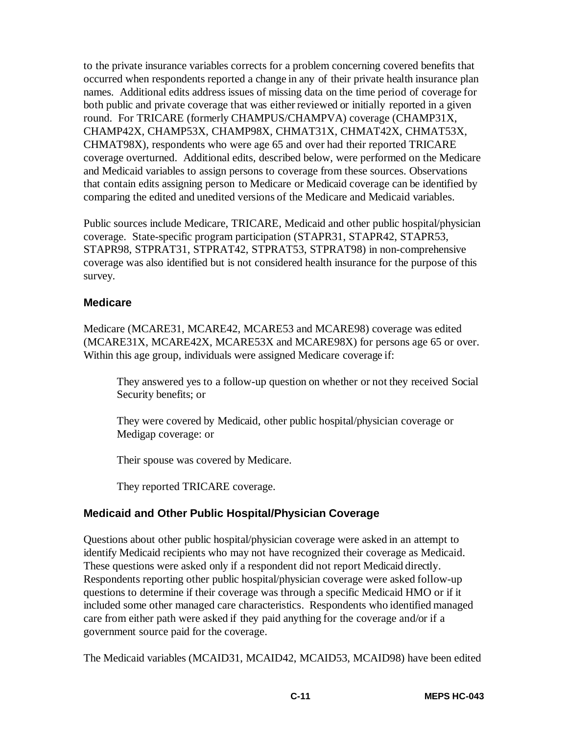to the private insurance variables corrects for a problem concerning covered benefits that occurred when respondents reported a change in any of their private health insurance plan names. Additional edits address issues of missing data on the time period of coverage for both public and private coverage that was either reviewed or initially reported in a given round. For TRICARE (formerly CHAMPUS/CHAMPVA) coverage (CHAMP31X, CHAMP42X, CHAMP53X, CHAMP98X, CHMAT31X, CHMAT42X, CHMAT53X, CHMAT98X), respondents who were age 65 and over had their reported TRICARE coverage overturned. Additional edits, described below, were performed on the Medicare and Medicaid variables to assign persons to coverage from these sources. Observations that contain edits assigning person to Medicare or Medicaid coverage can be identified by comparing the edited and unedited versions of the Medicare and Medicaid variables.

Public sources include Medicare, TRICARE, Medicaid and other public hospital/physician coverage. State-specific program participation (STAPR31, STAPR42, STAPR53, STAPR98, STPRAT31, STPRAT42, STPRAT53, STPRAT98) in non-comprehensive coverage was also identified but is not considered health insurance for the purpose of this survey.

### Medicare

Medicare (MCARE31, MCARE42, MCARE53 and MCARE98) coverage was edited (MCARE31X, MCARE42X, MCARE53X and MCARE98X) for persons age 65 or over. Within this age group, individuals were assigned Medicare coverage if:

> They answered yes to a follow-up question on whether or not they received Social Security benefits; or
>
> They were covered by Medicaid, other public hospital/physician coverage or Medigap coverage: or
>
> Their spouse was covered by Medicare.
>
> They reported TRICARE coverage.

### Medicaid and Other Public Hospital/Physician Coverage

Questions about other public hospital/physician coverage were asked in an attempt to identify Medicaid recipients who may not have recognized their coverage as Medicaid. These questions were asked only if a respondent did not report Medicaid directly. Respondents reporting other public hospital/physician coverage were asked follow-up questions to determine if their coverage was through a specific Medicaid HMO or if it included some other managed care characteristics. Respondents who identified managed care from either path were asked if they paid anything for the coverage and/or if a government source paid for the coverage.

The Medicaid variables (MCAID31, MCAID42, MCAID53, MCAID98) have been edited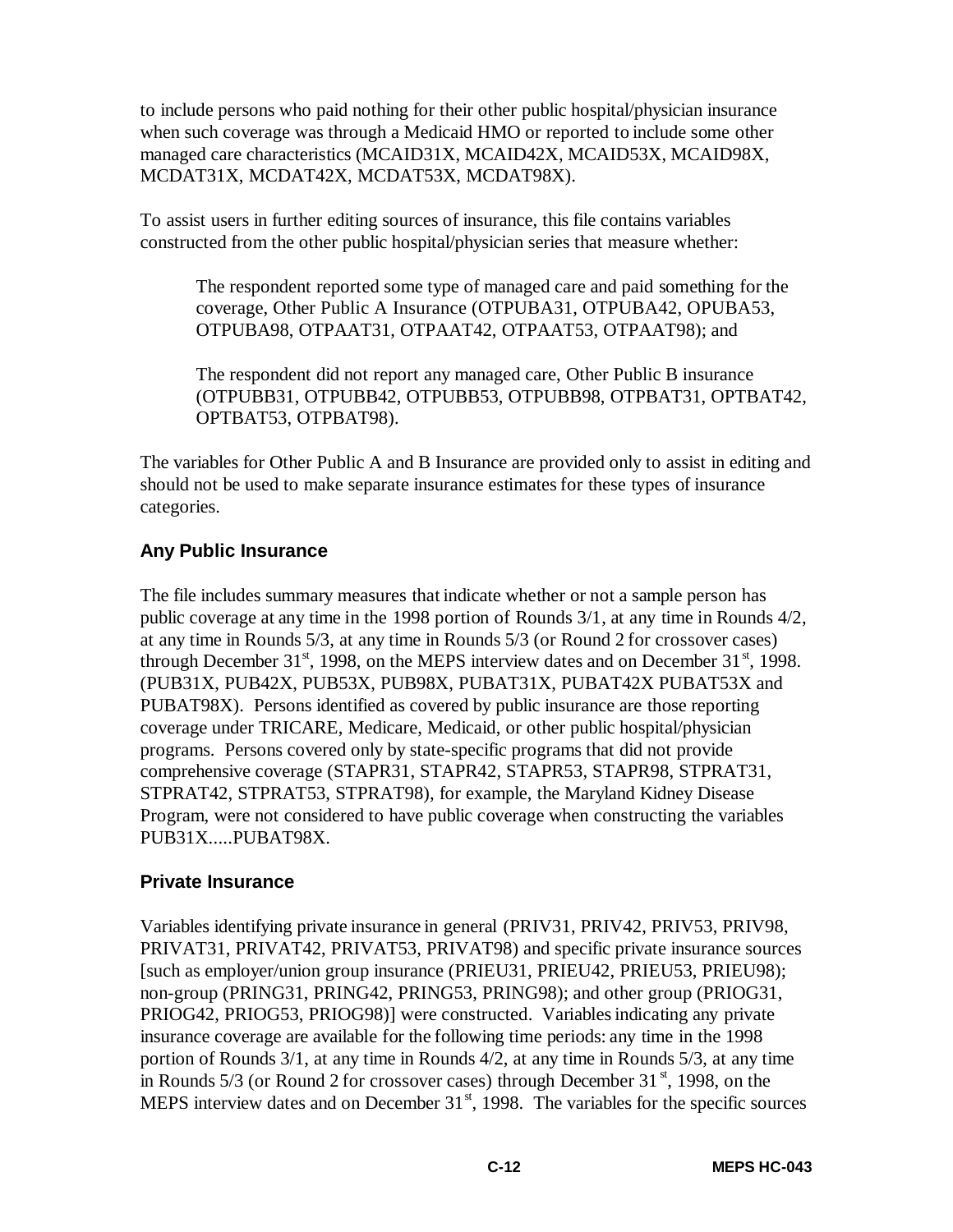to include persons who paid nothing for their other public hospital/physician insurance when such coverage was through a Medicaid HMO or reported to include some other managed care characteristics (MCAID31X, MCAID42X, MCAID53X, MCAID98X, MCDAT31X, MCDAT42X, MCDAT53X, MCDAT98X).

To assist users in further editing sources of insurance, this file contains variables constructed from the other public hospital/physician series that measure whether:

> The respondent reported some type of managed care and paid something for the coverage, Other Public A Insurance (OTPUBA31, OTPUBA42, OPUBA53, OTPUBA98, OTPAAT31, OTPAAT42, OTPAAT53, OTPAAT98); and
>
> The respondent did not report any managed care, Other Public B insurance (OTPUBB31, OTPUBB42, OTPUBB53, OTPUBB98, OTPBAT31, OPTBAT42, OPTBAT53, OTPBAT98).

The variables for Other Public A and B Insurance are provided only to assist in editing and should not be used to make separate insurance estimates for these types of insurance categories.

### Any Public Insurance

The file includes summary measures that indicate whether or not a sample person has public coverage at any time in the 1998 portion of Rounds 3/1, at any time in Rounds 4/2, at any time in Rounds 5/3, at any time in Rounds 5/3 (or Round 2 for crossover cases) through December 31st, 1998, on the MEPS interview dates and on December 31st, 1998. (PUB31X, PUB42X, PUB53X, PUB98X, PUBAT31X, PUBAT42X PUBAT53X and PUBAT98X). Persons identified as covered by public insurance are those reporting coverage under TRICARE, Medicare, Medicaid, or other public hospital/physician programs. Persons covered only by state-specific programs that did not provide comprehensive coverage (STAPR31, STAPR42, STAPR53, STAPR98, STPRAT31, STPRAT42, STPRAT53, STPRAT98), for example, the Maryland Kidney Disease Program, were not considered to have public coverage when constructing the variables PUB31X.....PUBAT98X.

### Private Insurance

Variables identifying private insurance in general (PRIV31, PRIV42, PRIV53, PRIV98, PRIVAT31, PRIVAT42, PRIVAT53, PRIVAT98) and specific private insurance sources [such as employer/union group insurance (PRIEU31, PRIEU42, PRIEU53, PRIEU98); non-group (PRING31, PRING42, PRING53, PRING98); and other group (PRIOG31, PRIOG42, PRIOG53, PRIOG98)] were constructed. Variables indicating any private insurance coverage are available for the following time periods: any time in the 1998 portion of Rounds 3/1, at any time in Rounds 4/2, at any time in Rounds 5/3, at any time in Rounds 5/3 (or Round 2 for crossover cases) through December 31st, 1998, on the MEPS interview dates and on December 31st, 1998. The variables for the specific sources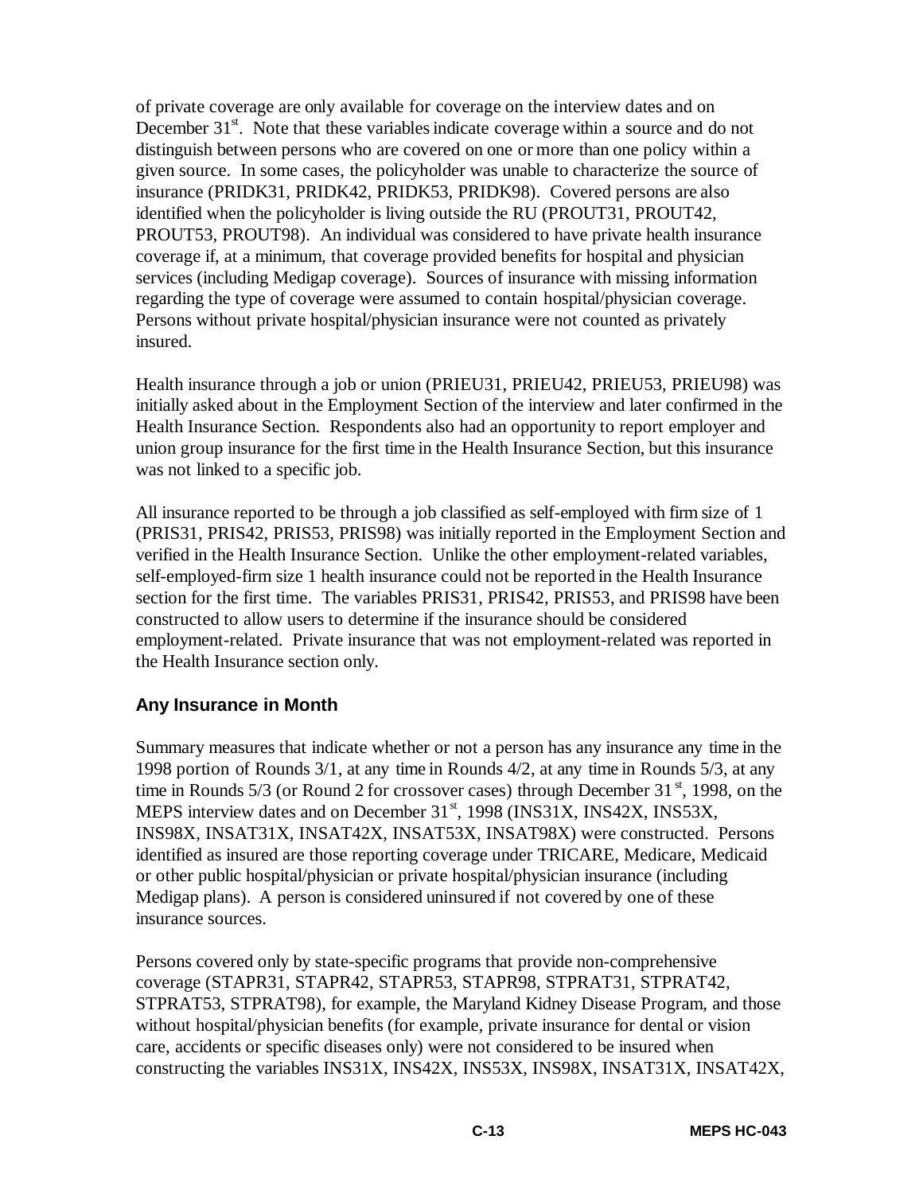of private coverage are only available for coverage on the interview dates and on December 31st. Note that these variables indicate coverage within a source and do not distinguish between persons who are covered on one or more than one policy within a given source. In some cases, the policyholder was unable to characterize the source of insurance (PRIDK31, PRIDK42, PRIDK53, PRIDK98). Covered persons are also identified when the policyholder is living outside the RU (PROUT31, PROUT42, PROUT53, PROUT98). An individual was considered to have private health insurance coverage if, at a minimum, that coverage provided benefits for hospital and physician services (including Medigap coverage). Sources of insurance with missing information regarding the type of coverage were assumed to contain hospital/physician coverage. Persons without private hospital/physician insurance were not counted as privately insured.

Health insurance through a job or union (PRIEU31, PRIEU42, PRIEU53, PRIEU98) was initially asked about in the Employment Section of the interview and later confirmed in the Health Insurance Section. Respondents also had an opportunity to report employer and union group insurance for the first time in the Health Insurance Section, but this insurance was not linked to a specific job.

All insurance reported to be through a job classified as self-employed with firm size of 1 (PRIS31, PRIS42, PRIS53, PRIS98) was initially reported in the Employment Section and verified in the Health Insurance Section. Unlike the other employment-related variables, self-employed-firm size 1 health insurance could not be reported in the Health Insurance section for the first time. The variables PRIS31, PRIS42, PRIS53, and PRIS98 have been constructed to allow users to determine if the insurance should be considered employment-related. Private insurance that was not employment-related was reported in the Health Insurance section only.

### Any Insurance in Month

Summary measures that indicate whether or not a person has any insurance any time in the 1998 portion of Rounds 3/1, at any time in Rounds 4/2, at any time in Rounds 5/3, at any time in Rounds 5/3 (or Round 2 for crossover cases) through December 31st, 1998, on the MEPS interview dates and on December 31st, 1998 (INS31X, INS42X, INS53X, INS98X, INSAT31X, INSAT42X, INSAT53X, INSAT98X) were constructed. Persons identified as insured are those reporting coverage under TRICARE, Medicare, Medicaid or other public hospital/physician or private hospital/physician insurance (including Medigap plans). A person is considered uninsured if not covered by one of these insurance sources.

Persons covered only by state-specific programs that provide non-comprehensive coverage (STAPR31, STAPR42, STAPR53, STAPR98, STPRAT31, STPRAT42, STPRAT53, STPRAT98), for example, the Maryland Kidney Disease Program, and those without hospital/physician benefits (for example, private insurance for dental or vision care, accidents or specific diseases only) were not considered to be insured when constructing the variables INS31X, INS42X, INS53X, INS98X, INSAT31X, INSAT42X,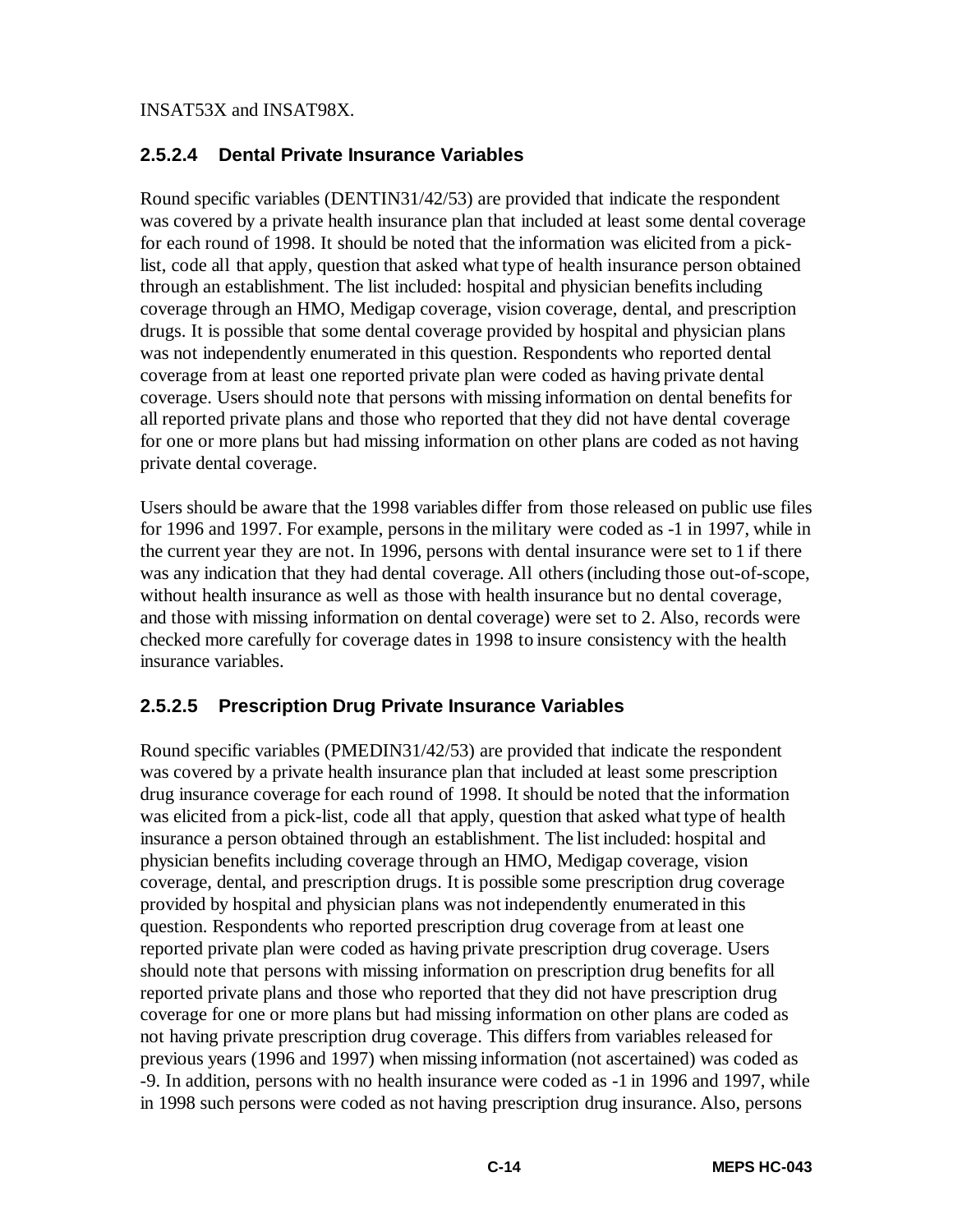INSAT53X and INSAT98X.

### 2.5.2.4 Dental Private Insurance Variables

Round specific variables (DENTIN31/42/53) are provided that indicate the respondent was covered by a private health insurance plan that included at least some dental coverage for each round of 1998. It should be noted that the information was elicited from a pick-list, code all that apply, question that asked what type of health insurance person obtained through an establishment. The list included: hospital and physician benefits including coverage through an HMO, Medigap coverage, vision coverage, dental, and prescription drugs. It is possible that some dental coverage provided by hospital and physician plans was not independently enumerated in this question. Respondents who reported dental coverage from at least one reported private plan were coded as having private dental coverage. Users should note that persons with missing information on dental benefits for all reported private plans and those who reported that they did not have dental coverage for one or more plans but had missing information on other plans are coded as not having private dental coverage.

Users should be aware that the 1998 variables differ from those released on public use files for 1996 and 1997. For example, persons in the military were coded as -1 in 1997, while in the current year they are not. In 1996, persons with dental insurance were set to 1 if there was any indication that they had dental coverage. All others (including those out-of-scope, without health insurance as well as those with health insurance but no dental coverage, and those with missing information on dental coverage) were set to 2. Also, records were checked more carefully for coverage dates in 1998 to insure consistency with the health insurance variables.

### 2.5.2.5 Prescription Drug Private Insurance Variables

Round specific variables (PMEDIN31/42/53) are provided that indicate the respondent was covered by a private health insurance plan that included at least some prescription drug insurance coverage for each round of 1998. It should be noted that the information was elicited from a pick-list, code all that apply, question that asked what type of health insurance a person obtained through an establishment. The list included: hospital and physician benefits including coverage through an HMO, Medigap coverage, vision coverage, dental, and prescription drugs. It is possible some prescription drug coverage provided by hospital and physician plans was not independently enumerated in this question. Respondents who reported prescription drug coverage from at least one reported private plan were coded as having private prescription drug coverage. Users should note that persons with missing information on prescription drug benefits for all reported private plans and those who reported that they did not have prescription drug coverage for one or more plans but had missing information on other plans are coded as not having private prescription drug coverage. This differs from variables released for previous years (1996 and 1997) when missing information (not ascertained) was coded as -9. In addition, persons with no health insurance were coded as -1 in 1996 and 1997, while in 1998 such persons were coded as not having prescription drug insurance. Also, persons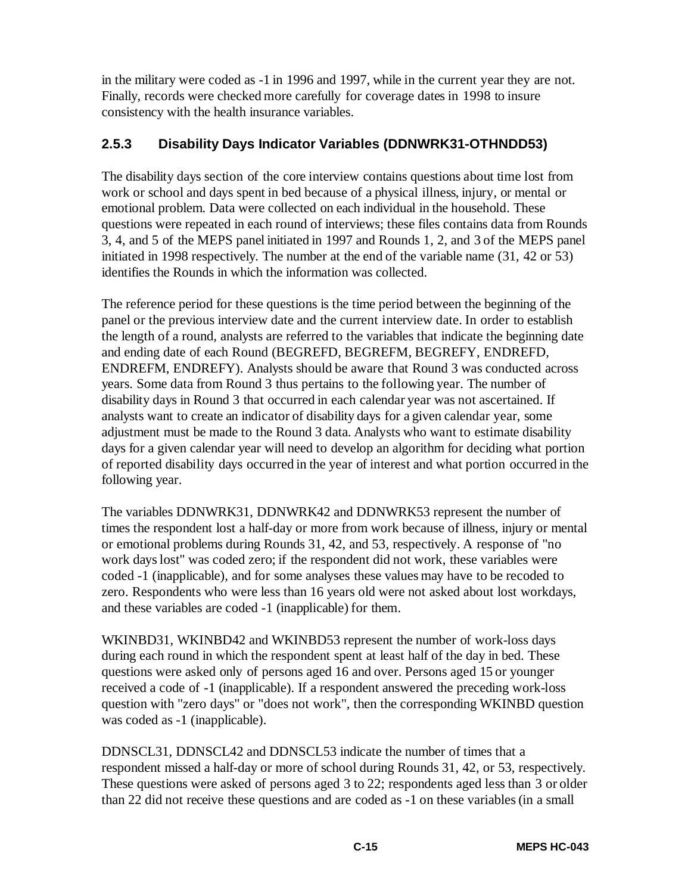in the military were coded as -1 in 1996 and 1997, while in the current year they are not. Finally, records were checked more carefully for coverage dates in 1998 to insure consistency with the health insurance variables.

### 2.5.3 Disability Days Indicator Variables (DDNWRK31-OTHNDD53)

The disability days section of the core interview contains questions about time lost from work or school and days spent in bed because of a physical illness, injury, or mental or emotional problem. Data were collected on each individual in the household. These questions were repeated in each round of interviews; these files contains data from Rounds 3, 4, and 5 of the MEPS panel initiated in 1997 and Rounds 1, 2, and 3 of the MEPS panel initiated in 1998 respectively. The number at the end of the variable name (31, 42 or 53) identifies the Rounds in which the information was collected.

The reference period for these questions is the time period between the beginning of the panel or the previous interview date and the current interview date. In order to establish the length of a round, analysts are referred to the variables that indicate the beginning date and ending date of each Round (BEGREFD, BEGREFM, BEGREFY, ENDREFD, ENDREFM, ENDREFY). Analysts should be aware that Round 3 was conducted across years. Some data from Round 3 thus pertains to the following year. The number of disability days in Round 3 that occurred in each calendar year was not ascertained. If analysts want to create an indicator of disability days for a given calendar year, some adjustment must be made to the Round 3 data. Analysts who want to estimate disability days for a given calendar year will need to develop an algorithm for deciding what portion of reported disability days occurred in the year of interest and what portion occurred in the following year.

The variables DDNWRK31, DDNWRK42 and DDNWRK53 represent the number of times the respondent lost a half-day or more from work because of illness, injury or mental or emotional problems during Rounds 31, 42, and 53, respectively. A response of "no work days lost" was coded zero; if the respondent did not work, these variables were coded -1 (inapplicable), and for some analyses these values may have to be recoded to zero. Respondents who were less than 16 years old were not asked about lost workdays, and these variables are coded -1 (inapplicable) for them.

WKINBD31, WKINBD42 and WKINBD53 represent the number of work-loss days during each round in which the respondent spent at least half of the day in bed. These questions were asked only of persons aged 16 and over. Persons aged 15 or younger received a code of -1 (inapplicable). If a respondent answered the preceding work-loss question with "zero days" or "does not work", then the corresponding WKINBD question was coded as -1 (inapplicable).

DDNSCL31, DDNSCL42 and DDNSCL53 indicate the number of times that a respondent missed a half-day or more of school during Rounds 31, 42, or 53, respectively. These questions were asked of persons aged 3 to 22; respondents aged less than 3 or older than 22 did not receive these questions and are coded as -1 on these variables (in a small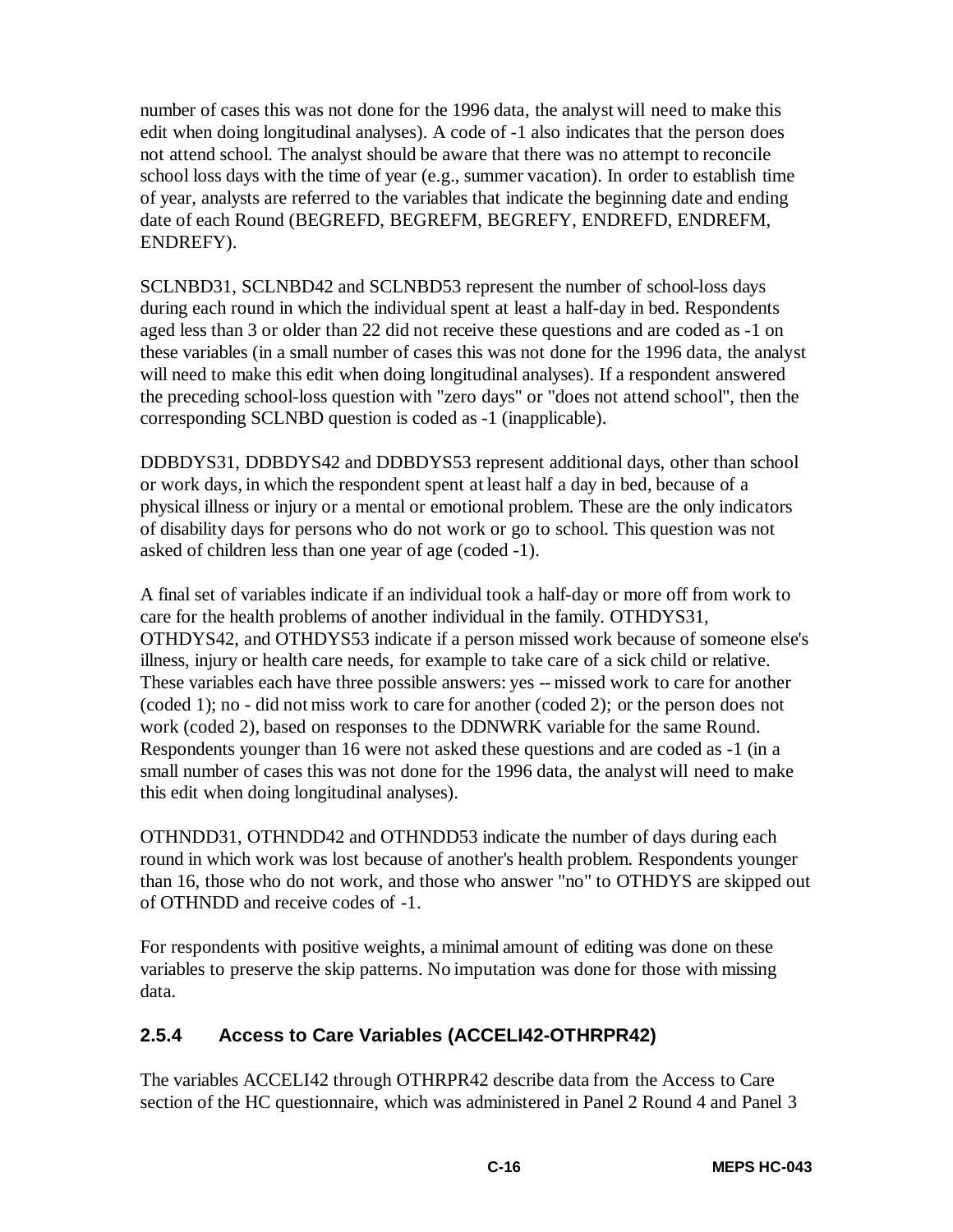number of cases this was not done for the 1996 data, the analyst will need to make this edit when doing longitudinal analyses). A code of -1 also indicates that the person does not attend school. The analyst should be aware that there was no attempt to reconcile school loss days with the time of year (e.g., summer vacation). In order to establish time of year, analysts are referred to the variables that indicate the beginning date and ending date of each Round (BEGREFD, BEGREFM, BEGREFY, ENDREFD, ENDREFM, ENDREFY).

SCLNBD31, SCLNBD42 and SCLNBD53 represent the number of school-loss days during each round in which the individual spent at least a half-day in bed. Respondents aged less than 3 or older than 22 did not receive these questions and are coded as -1 on these variables (in a small number of cases this was not done for the 1996 data, the analyst will need to make this edit when doing longitudinal analyses). If a respondent answered the preceding school-loss question with "zero days" or "does not attend school", then the corresponding SCLNBD question is coded as -1 (inapplicable).

DDBDYS31, DDBDYS42 and DDBDYS53 represent additional days, other than school or work days, in which the respondent spent at least half a day in bed, because of a physical illness or injury or a mental or emotional problem. These are the only indicators of disability days for persons who do not work or go to school. This question was not asked of children less than one year of age (coded -1).

A final set of variables indicate if an individual took a half-day or more off from work to care for the health problems of another individual in the family. OTHDYS31, OTHDYS42, and OTHDYS53 indicate if a person missed work because of someone else's illness, injury or health care needs, for example to take care of a sick child or relative. These variables each have three possible answers: yes -- missed work to care for another (coded 1); no - did not miss work to care for another (coded 2); or the person does not work (coded 2), based on responses to the DDNWRK variable for the same Round. Respondents younger than 16 were not asked these questions and are coded as -1 (in a small number of cases this was not done for the 1996 data, the analyst will need to make this edit when doing longitudinal analyses).

OTHNDD31, OTHNDD42 and OTHNDD53 indicate the number of days during each round in which work was lost because of another's health problem. Respondents younger than 16, those who do not work, and those who answer "no" to OTHDYS are skipped out of OTHNDD and receive codes of -1.

For respondents with positive weights, a minimal amount of editing was done on these variables to preserve the skip patterns. No imputation was done for those with missing data.

### 2.5.4 Access to Care Variables (ACCELI42-OTHRPR42)

The variables ACCELI42 through OTHRPR42 describe data from the Access to Care section of the HC questionnaire, which was administered in Panel 2 Round 4 and Panel 3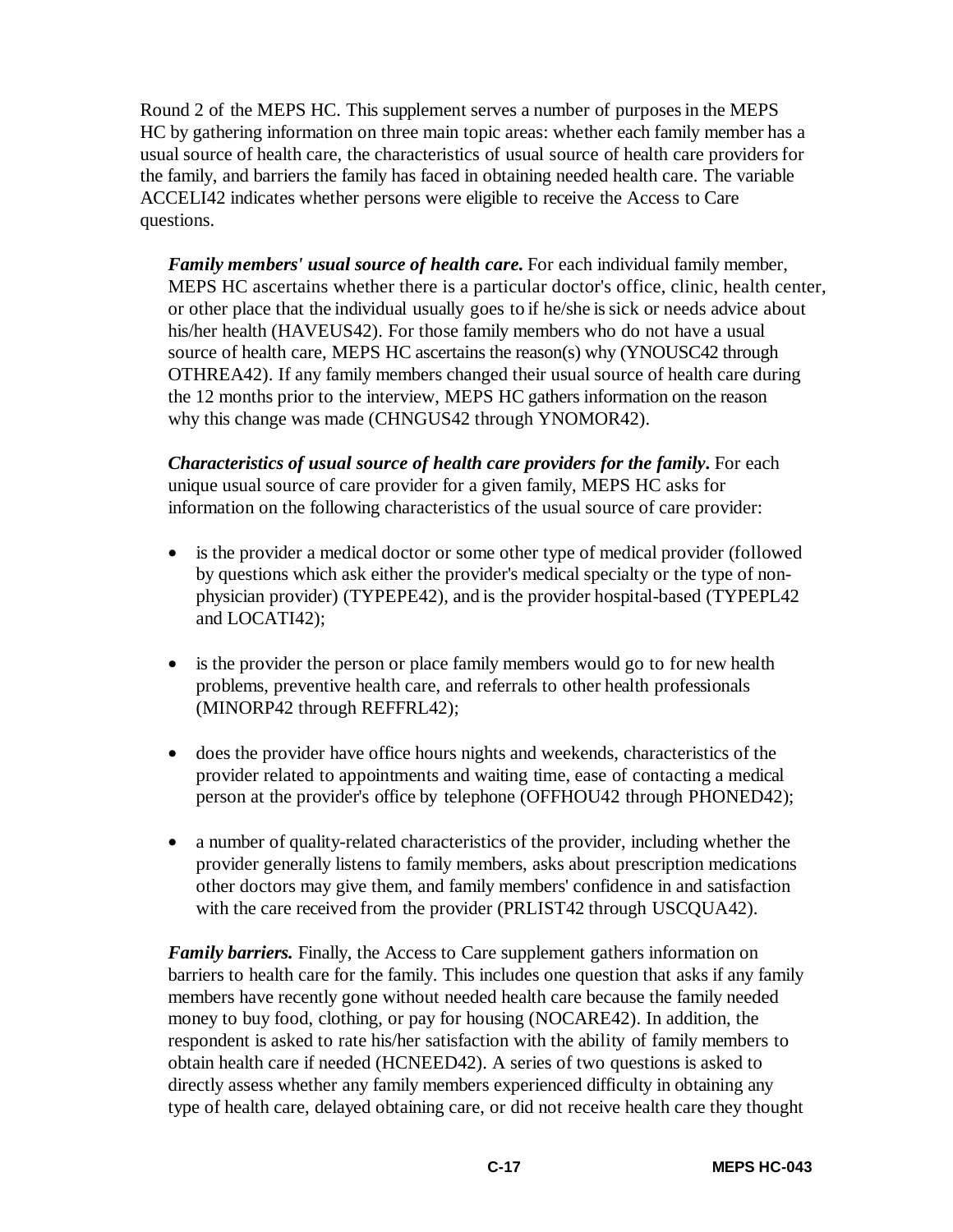Round 2 of the MEPS HC. This supplement serves a number of purposes in the MEPS HC by gathering information on three main topic areas: whether each family member has a usual source of health care, the characteristics of usual source of health care providers for the family, and barriers the family has faced in obtaining needed health care. The variable ACCELI42 indicates whether persons were eligible to receive the Access to Care questions.

***Family members' usual source of health care.*** For each individual family member, MEPS HC ascertains whether there is a particular doctor's office, clinic, health center, or other place that the individual usually goes to if he/she is sick or needs advice about his/her health (HAVEUS42). For those family members who do not have a usual source of health care, MEPS HC ascertains the reason(s) why (YNOUSC42 through OTHREA42). If any family members changed their usual source of health care during the 12 months prior to the interview, MEPS HC gathers information on the reason why this change was made (CHNGUS42 through YNOMOR42).

***Characteristics of usual source of health care providers for the family.*** For each unique usual source of care provider for a given family, MEPS HC asks for information on the following characteristics of the usual source of care provider:

- is the provider a medical doctor or some other type of medical provider (followed by questions which ask either the provider's medical specialty or the type of non-physician provider) (TYPEPE42), and is the provider hospital-based (TYPEPL42 and LOCATI42);
- is the provider the person or place family members would go to for new health problems, preventive health care, and referrals to other health professionals (MINORP42 through REFFRL42);
- does the provider have office hours nights and weekends, characteristics of the provider related to appointments and waiting time, ease of contacting a medical person at the provider's office by telephone (OFFHOU42 through PHONED42);
- a number of quality-related characteristics of the provider, including whether the provider generally listens to family members, asks about prescription medications other doctors may give them, and family members' confidence in and satisfaction with the care received from the provider (PRLIST42 through USCQUA42).

***Family barriers.*** Finally, the Access to Care supplement gathers information on barriers to health care for the family. This includes one question that asks if any family members have recently gone without needed health care because the family needed money to buy food, clothing, or pay for housing (NOCARE42). In addition, the respondent is asked to rate his/her satisfaction with the ability of family members to obtain health care if needed (HCNEED42). A series of two questions is asked to directly assess whether any family members experienced difficulty in obtaining any type of health care, delayed obtaining care, or did not receive health care they thought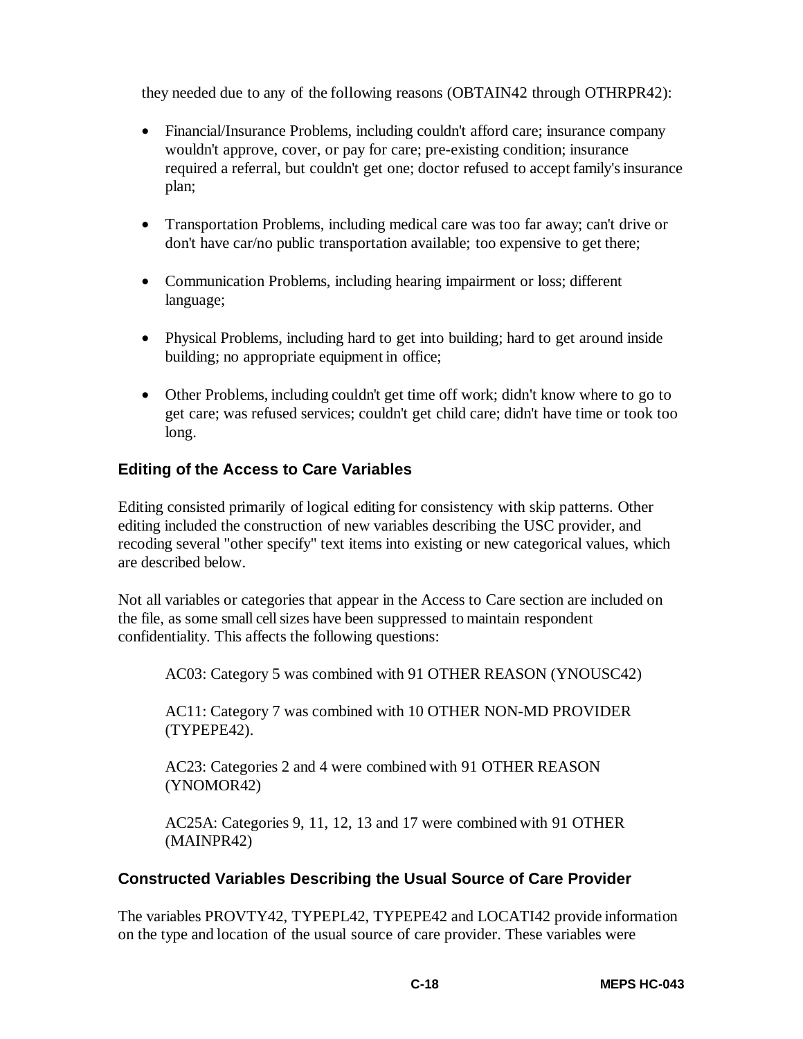they needed due to any of the following reasons (OBTAIN42 through OTHRPR42):

- Financial/Insurance Problems, including couldn't afford care; insurance company wouldn't approve, cover, or pay for care; pre-existing condition; insurance required a referral, but couldn't get one; doctor refused to accept family's insurance plan;
- Transportation Problems, including medical care was too far away; can't drive or don't have car/no public transportation available; too expensive to get there;
- Communication Problems, including hearing impairment or loss; different language;
- Physical Problems, including hard to get into building; hard to get around inside building; no appropriate equipment in office;
- Other Problems, including couldn't get time off work; didn't know where to go to get care; was refused services; couldn't get child care; didn't have time or took too long.

### Editing of the Access to Care Variables

Editing consisted primarily of logical editing for consistency with skip patterns. Other editing included the construction of new variables describing the USC provider, and recoding several "other specify" text items into existing or new categorical values, which are described below.

Not all variables or categories that appear in the Access to Care section are included on the file, as some small cell sizes have been suppressed to maintain respondent confidentiality. This affects the following questions:

AC03: Category 5 was combined with 91 OTHER REASON (YNOUSC42)

AC11: Category 7 was combined with 10 OTHER NON-MD PROVIDER (TYPEPE42).

AC23: Categories 2 and 4 were combined with 91 OTHER REASON (YNOMOR42)

AC25A: Categories 9, 11, 12, 13 and 17 were combined with 91 OTHER (MAINPR42)

### Constructed Variables Describing the Usual Source of Care Provider

The variables PROVTY42, TYPEPL42, TYPEPE42 and LOCATI42 provide information on the type and location of the usual source of care provider. These variables were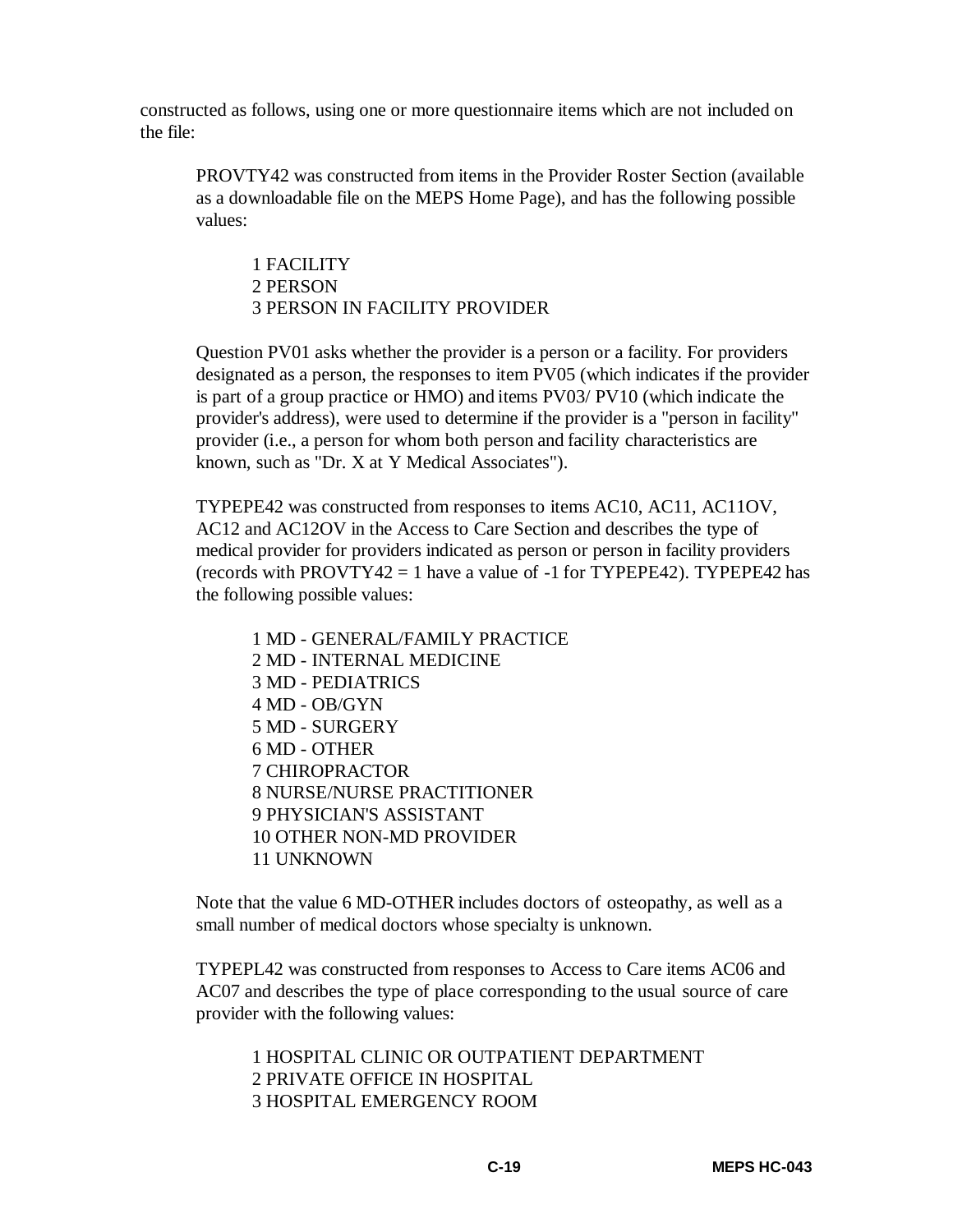constructed as follows, using one or more questionnaire items which are not included on the file:

PROVTY42 was constructed from items in the Provider Roster Section (available as a downloadable file on the MEPS Home Page), and has the following possible values:

1 FACILITY
2 PERSON
3 PERSON IN FACILITY PROVIDER

Question PV01 asks whether the provider is a person or a facility. For providers designated as a person, the responses to item PV05 (which indicates if the provider is part of a group practice or HMO) and items PV03/ PV10 (which indicate the provider's address), were used to determine if the provider is a "person in facility" provider (i.e., a person for whom both person and facility characteristics are known, such as "Dr. X at Y Medical Associates").

TYPEPE42 was constructed from responses to items AC10, AC11, AC11OV, AC12 and AC12OV in the Access to Care Section and describes the type of medical provider for providers indicated as person or person in facility providers (records with PROVTY42 = 1 have a value of -1 for TYPEPE42). TYPEPE42 has the following possible values:

1 MD - GENERAL/FAMILY PRACTICE
2 MD - INTERNAL MEDICINE
3 MD - PEDIATRICS
4 MD - OB/GYN
5 MD - SURGERY
6 MD - OTHER
7 CHIROPRACTOR
8 NURSE/NURSE PRACTITIONER
9 PHYSICIAN'S ASSISTANT
10 OTHER NON-MD PROVIDER
11 UNKNOWN

Note that the value 6 MD-OTHER includes doctors of osteopathy, as well as a small number of medical doctors whose specialty is unknown.

TYPEPL42 was constructed from responses to Access to Care items AC06 and AC07 and describes the type of place corresponding to the usual source of care provider with the following values:

1 HOSPITAL CLINIC OR OUTPATIENT DEPARTMENT
2 PRIVATE OFFICE IN HOSPITAL
3 HOSPITAL EMERGENCY ROOM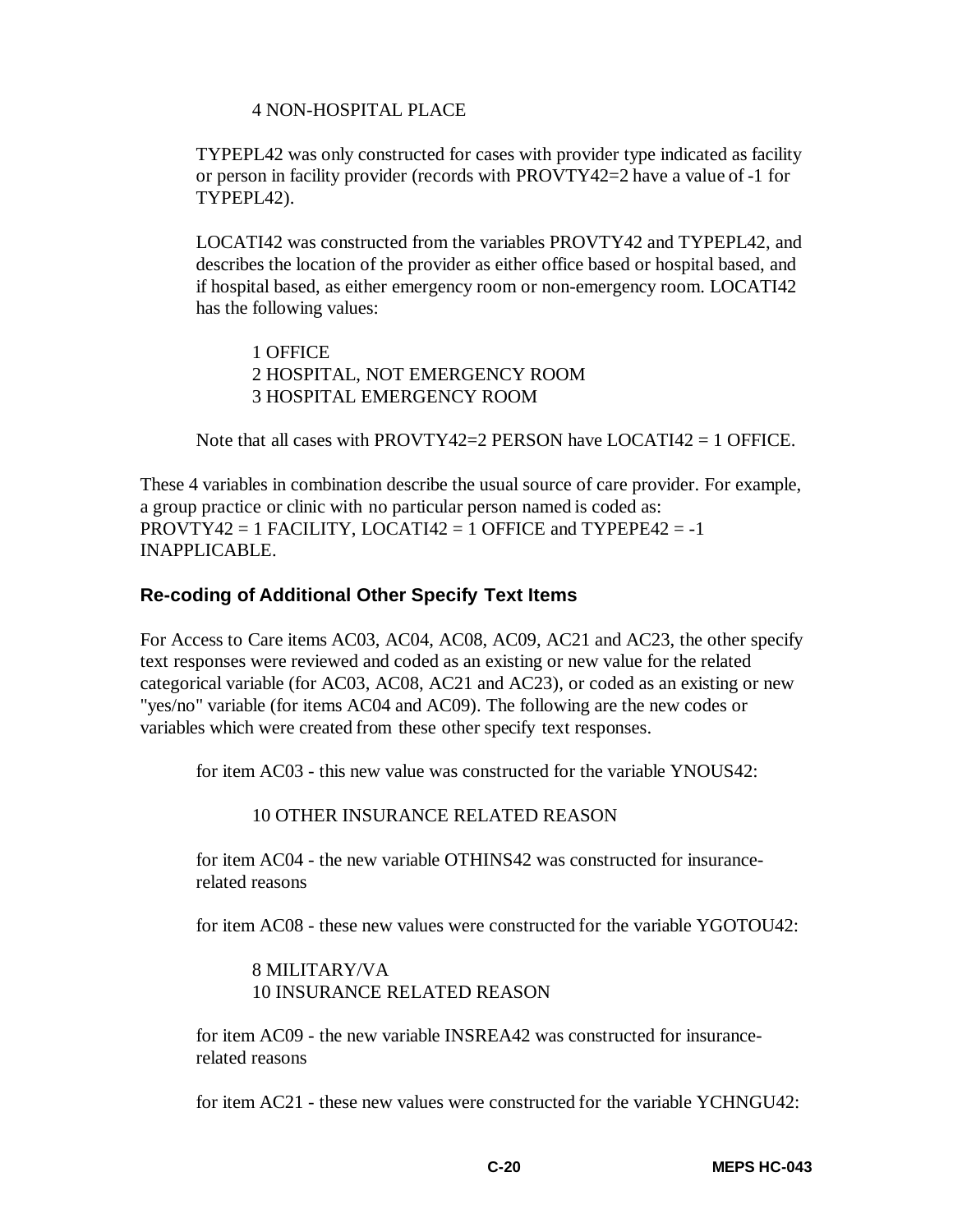4 NON-HOSPITAL PLACE

TYPEPL42 was only constructed for cases with provider type indicated as facility or person in facility provider (records with PROVTY42=2 have a value of -1 for TYPEPL42).

LOCATI42 was constructed from the variables PROVTY42 and TYPEPL42, and describes the location of the provider as either office based or hospital based, and if hospital based, as either emergency room or non-emergency room. LOCATI42 has the following values:

1 OFFICE
2 HOSPITAL, NOT EMERGENCY ROOM
3 HOSPITAL EMERGENCY ROOM

Note that all cases with PROVTY42=2 PERSON have LOCATI42 = 1 OFFICE.

These 4 variables in combination describe the usual source of care provider. For example, a group practice or clinic with no particular person named is coded as: PROVTY42 = 1 FACILITY, LOCATI42 = 1 OFFICE and TYPEPE42 = -1 INAPPLICABLE.

### Re-coding of Additional Other Specify Text Items

For Access to Care items AC03, AC04, AC08, AC09, AC21 and AC23, the other specify text responses were reviewed and coded as an existing or new value for the related categorical variable (for AC03, AC08, AC21 and AC23), or coded as an existing or new "yes/no" variable (for items AC04 and AC09). The following are the new codes or variables which were created from these other specify text responses.

for item AC03 - this new value was constructed for the variable YNOUS42:

10 OTHER INSURANCE RELATED REASON

for item AC04 - the new variable OTHINS42 was constructed for insurance-related reasons

for item AC08 - these new values were constructed for the variable YGOTOU42:

8 MILITARY/VA
10 INSURANCE RELATED REASON

for item AC09 - the new variable INSREA42 was constructed for insurance-related reasons

for item AC21 - these new values were constructed for the variable YCHNGU42: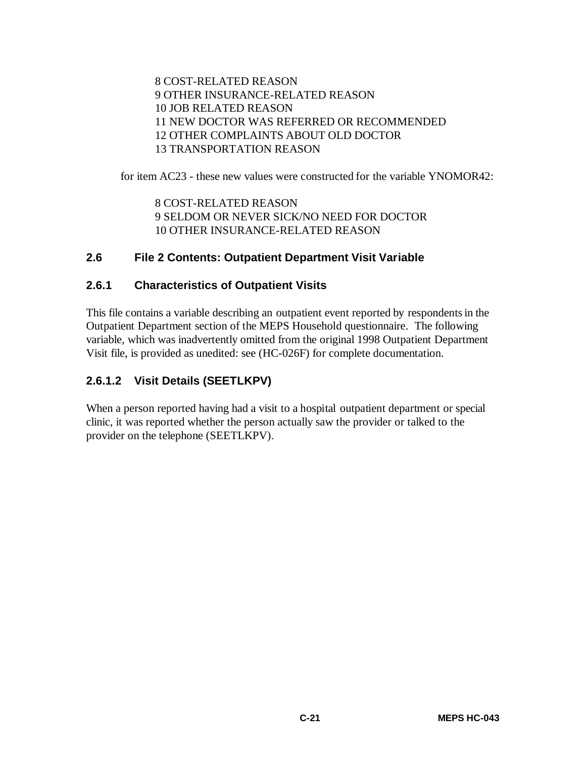8 COST-RELATED REASON
9 OTHER INSURANCE-RELATED REASON
10 JOB RELATED REASON
11 NEW DOCTOR WAS REFERRED OR RECOMMENDED
12 OTHER COMPLAINTS ABOUT OLD DOCTOR
13 TRANSPORTATION REASON

for item AC23 - these new values were constructed for the variable YNOMOR42:

8 COST-RELATED REASON
9 SELDOM OR NEVER SICK/NO NEED FOR DOCTOR
10 OTHER INSURANCE-RELATED REASON

## 2.6 File 2 Contents: Outpatient Department Visit Variable

### 2.6.1 Characteristics of Outpatient Visits

This file contains a variable describing an outpatient event reported by respondents in the Outpatient Department section of the MEPS Household questionnaire. The following variable, which was inadvertently omitted from the original 1998 Outpatient Department Visit file, is provided as unedited: see (HC-026F) for complete documentation.

#### 2.6.1.2 Visit Details (SEETLKPV)

When a person reported having had a visit to a hospital outpatient department or special clinic, it was reported whether the person actually saw the provider or talked to the provider on the telephone (SEETLKPV).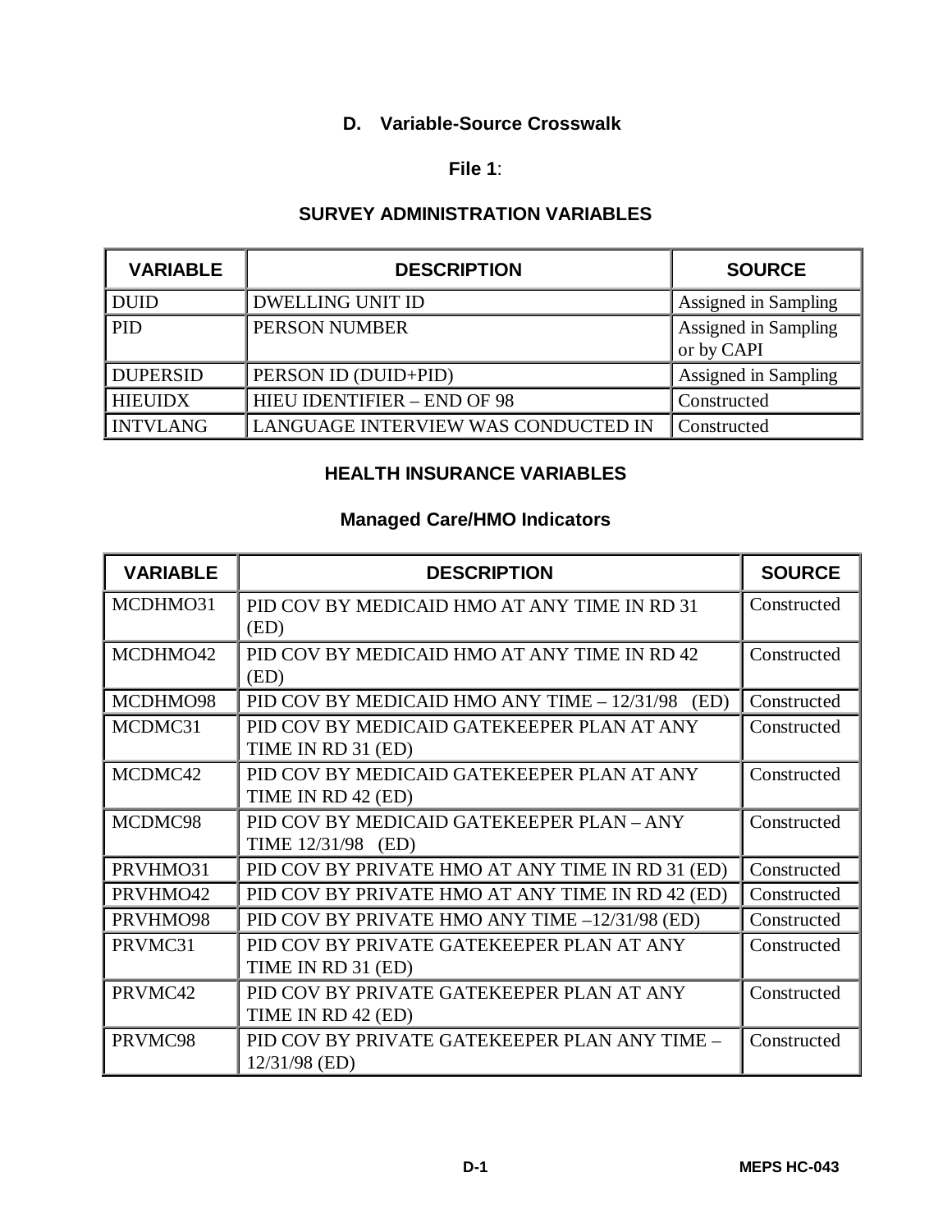## D. Variable-Source Crosswalk

**File 1**:

### SURVEY ADMINISTRATION VARIABLES

| VARIABLE | DESCRIPTION | SOURCE |
|---|---|---|
| DUID | DWELLING UNIT ID | Assigned in Sampling |
| PID | PERSON NUMBER | Assigned in Sampling or by CAPI |
| DUPERSID | PERSON ID (DUID+PID) | Assigned in Sampling |
| HIEUIDX | HIEU IDENTIFIER – END OF 98 | Constructed |
| INTVLANG | LANGUAGE INTERVIEW WAS CONDUCTED IN | Constructed |

### HEALTH INSURANCE VARIABLES

#### Managed Care/HMO Indicators

| VARIABLE | DESCRIPTION | SOURCE |
|---|---|---|
| MCDHMO31 | PID COV BY MEDICAID HMO AT ANY TIME IN RD 31 (ED) | Constructed |
| MCDHMO42 | PID COV BY MEDICAID HMO AT ANY TIME IN RD 42 (ED) | Constructed |
| MCDHMO98 | PID COV BY MEDICAID HMO ANY TIME – 12/31/98 (ED) | Constructed |
| MCDMC31 | PID COV BY MEDICAID GATEKEEPER PLAN AT ANY TIME IN RD 31 (ED) | Constructed |
| MCDMC42 | PID COV BY MEDICAID GATEKEEPER PLAN AT ANY TIME IN RD 42 (ED) | Constructed |
| MCDMC98 | PID COV BY MEDICAID GATEKEEPER PLAN – ANY TIME 12/31/98 (ED) | Constructed |
| PRVHMO31 | PID COV BY PRIVATE HMO AT ANY TIME IN RD 31 (ED) | Constructed |
| PRVHMO42 | PID COV BY PRIVATE HMO AT ANY TIME IN RD 42 (ED) | Constructed |
| PRVHMO98 | PID COV BY PRIVATE HMO ANY TIME –12/31/98 (ED) | Constructed |
| PRVMC31 | PID COV BY PRIVATE GATEKEEPER PLAN AT ANY TIME IN RD 31 (ED) | Constructed |
| PRVMC42 | PID COV BY PRIVATE GATEKEEPER PLAN AT ANY TIME IN RD 42 (ED) | Constructed |
| PRVMC98 | PID COV BY PRIVATE GATEKEEPER PLAN ANY TIME – 12/31/98 (ED) | Constructed |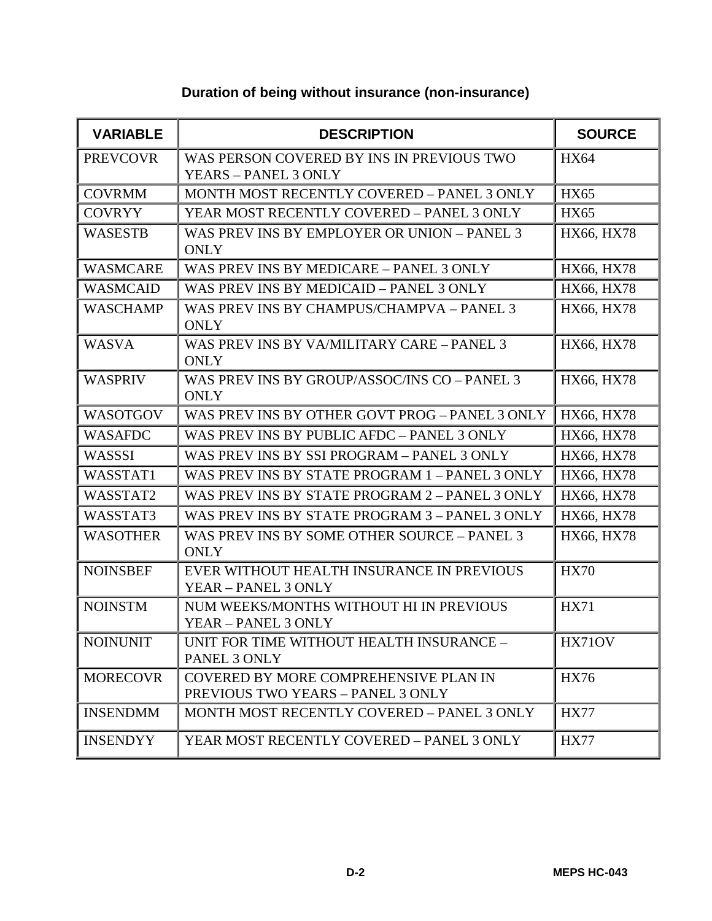## Duration of being without insurance (non-insurance)

| VARIABLE | DESCRIPTION | SOURCE |
|---|---|---|
| PREVCOVR | WAS PERSON COVERED BY INS IN PREVIOUS TWO YEARS – PANEL 3 ONLY | HX64 |
| COVRMM | MONTH MOST RECENTLY COVERED – PANEL 3 ONLY | HX65 |
| COVRYY | YEAR MOST RECENTLY COVERED – PANEL 3 ONLY | HX65 |
| WASESTB | WAS PREV INS BY EMPLOYER OR UNION – PANEL 3 ONLY | HX66, HX78 |
| WASMCARE | WAS PREV INS BY MEDICARE – PANEL 3 ONLY | HX66, HX78 |
| WASMCAID | WAS PREV INS BY MEDICAID – PANEL 3 ONLY | HX66, HX78 |
| WASCHAMP | WAS PREV INS BY CHAMPUS/CHAMPVA – PANEL 3 ONLY | HX66, HX78 |
| WASVA | WAS PREV INS BY VA/MILITARY CARE – PANEL 3 ONLY | HX66, HX78 |
| WASPRIV | WAS PREV INS BY GROUP/ASSOC/INS CO – PANEL 3 ONLY | HX66, HX78 |
| WASOTGOV | WAS PREV INS BY OTHER GOVT PROG – PANEL 3 ONLY | HX66, HX78 |
| WASAFDC | WAS PREV INS BY PUBLIC AFDC – PANEL 3 ONLY | HX66, HX78 |
| WASSSI | WAS PREV INS BY SSI PROGRAM – PANEL 3 ONLY | HX66, HX78 |
| WASSTAT1 | WAS PREV INS BY STATE PROGRAM 1 – PANEL 3 ONLY | HX66, HX78 |
| WASSTAT2 | WAS PREV INS BY STATE PROGRAM 2 – PANEL 3 ONLY | HX66, HX78 |
| WASSTAT3 | WAS PREV INS BY STATE PROGRAM 3 – PANEL 3 ONLY | HX66, HX78 |
| WASOTHER | WAS PREV INS BY SOME OTHER SOURCE – PANEL 3 ONLY | HX66, HX78 |
| NOINSBEF | EVER WITHOUT HEALTH INSURANCE IN PREVIOUS YEAR – PANEL 3 ONLY | HX70 |
| NOINSTM | NUM WEEKS/MONTHS WITHOUT HI IN PREVIOUS YEAR – PANEL 3 ONLY | HX71 |
| NOINUNIT | UNIT FOR TIME WITHOUT HEALTH INSURANCE – PANEL 3 ONLY | HX71OV |
| MORECOVR | COVERED BY MORE COMPREHENSIVE PLAN IN PREVIOUS TWO YEARS – PANEL 3 ONLY | HX76 |
| INSENDMM | MONTH MOST RECENTLY COVERED – PANEL 3 ONLY | HX77 |
| INSENDYY | YEAR MOST RECENTLY COVERED – PANEL 3 ONLY | HX77 |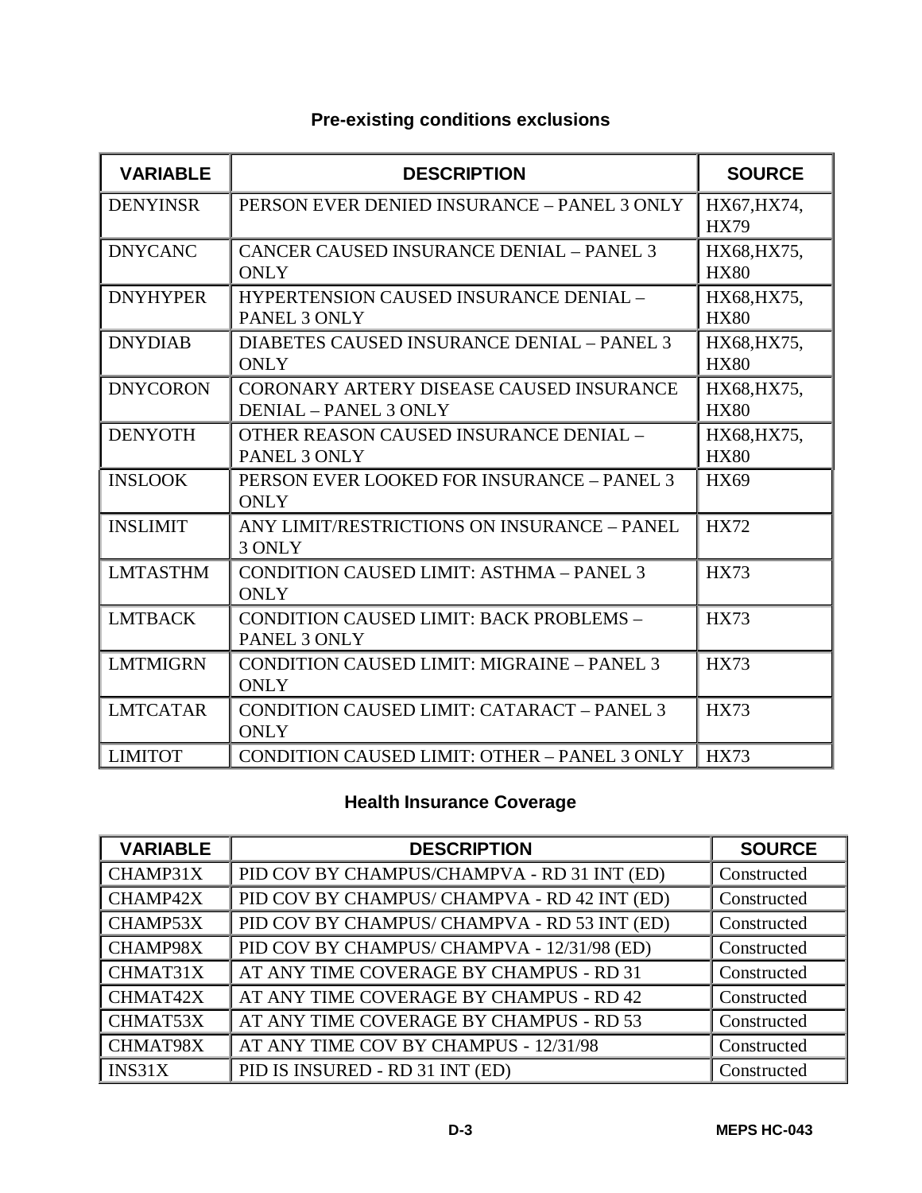## Pre-existing conditions exclusions

| VARIABLE | DESCRIPTION | SOURCE |
|---|---|---|
| DENYINSR | PERSON EVER DENIED INSURANCE – PANEL 3 ONLY | HX67,HX74, HX79 |
| DNYCANC | CANCER CAUSED INSURANCE DENIAL – PANEL 3 ONLY | HX68,HX75, HX80 |
| DNYHYPER | HYPERTENSION CAUSED INSURANCE DENIAL – PANEL 3 ONLY | HX68,HX75, HX80 |
| DNYDIAB | DIABETES CAUSED INSURANCE DENIAL – PANEL 3 ONLY | HX68,HX75, HX80 |
| DNYCORON | CORONARY ARTERY DISEASE CAUSED INSURANCE DENIAL – PANEL 3 ONLY | HX68,HX75, HX80 |
| DENYOTH | OTHER REASON CAUSED INSURANCE DENIAL – PANEL 3 ONLY | HX68,HX75, HX80 |
| INSLOOK | PERSON EVER LOOKED FOR INSURANCE – PANEL 3 ONLY | HX69 |
| INSLIMIT | ANY LIMIT/RESTRICTIONS ON INSURANCE – PANEL 3 ONLY | HX72 |
| LMTASTHM | CONDITION CAUSED LIMIT: ASTHMA – PANEL 3 ONLY | HX73 |
| LMTBACK | CONDITION CAUSED LIMIT: BACK PROBLEMS – PANEL 3 ONLY | HX73 |
| LMTMIGRN | CONDITION CAUSED LIMIT: MIGRAINE – PANEL 3 ONLY | HX73 |
| LMTCATAR | CONDITION CAUSED LIMIT: CATARACT – PANEL 3 ONLY | HX73 |
| LIMITOT | CONDITION CAUSED LIMIT: OTHER – PANEL 3 ONLY | HX73 |

## Health Insurance Coverage

| VARIABLE | DESCRIPTION | SOURCE |
|---|---|---|
| CHAMP31X | PID COV BY CHAMPUS/CHAMPVA - RD 31 INT (ED) | Constructed |
| CHAMP42X | PID COV BY CHAMPUS/ CHAMPVA - RD 42 INT (ED) | Constructed |
| CHAMP53X | PID COV BY CHAMPUS/ CHAMPVA - RD 53 INT (ED) | Constructed |
| CHAMP98X | PID COV BY CHAMPUS/ CHAMPVA - 12/31/98 (ED) | Constructed |
| CHMAT31X | AT ANY TIME COVERAGE BY CHAMPUS - RD 31 | Constructed |
| CHMAT42X | AT ANY TIME COVERAGE BY CHAMPUS - RD 42 | Constructed |
| CHMAT53X | AT ANY TIME COVERAGE BY CHAMPUS - RD 53 | Constructed |
| CHMAT98X | AT ANY TIME COV BY CHAMPUS - 12/31/98 | Constructed |
| INS31X | PID IS INSURED - RD 31 INT (ED) | Constructed |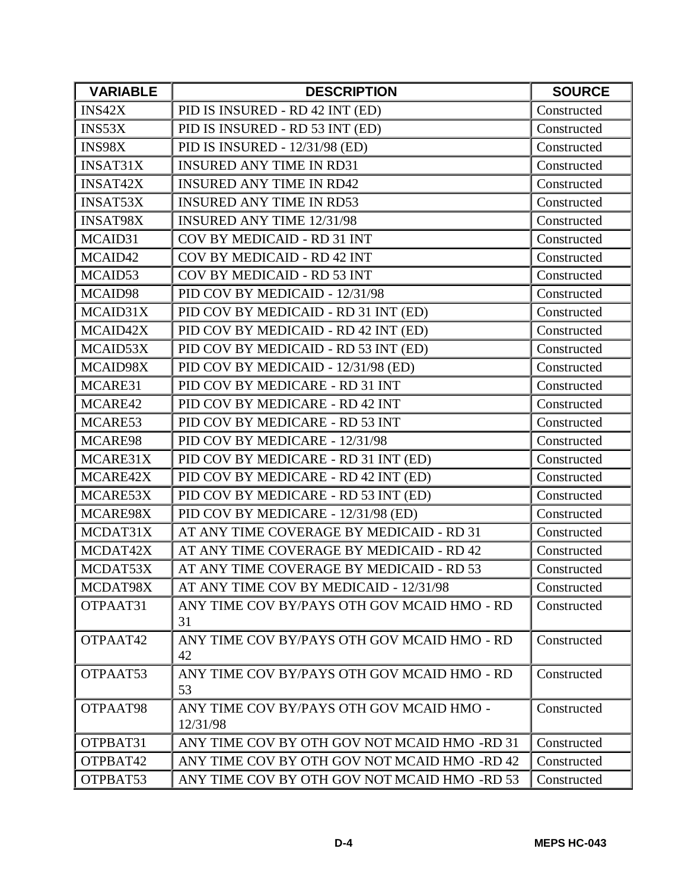| VARIABLE | DESCRIPTION | SOURCE |
|---|---|---|
| INS42X | PID IS INSURED - RD 42 INT (ED) | Constructed |
| INS53X | PID IS INSURED - RD 53 INT (ED) | Constructed |
| INS98X | PID IS INSURED - 12/31/98 (ED) | Constructed |
| INSAT31X | INSURED ANY TIME IN RD31 | Constructed |
| INSAT42X | INSURED ANY TIME IN RD42 | Constructed |
| INSAT53X | INSURED ANY TIME IN RD53 | Constructed |
| INSAT98X | INSURED ANY TIME 12/31/98 | Constructed |
| MCAID31 | COV BY MEDICAID - RD 31 INT | Constructed |
| MCAID42 | COV BY MEDICAID - RD 42 INT | Constructed |
| MCAID53 | COV BY MEDICAID - RD 53 INT | Constructed |
| MCAID98 | PID COV BY MEDICAID - 12/31/98 | Constructed |
| MCAID31X | PID COV BY MEDICAID - RD 31 INT (ED) | Constructed |
| MCAID42X | PID COV BY MEDICAID - RD 42 INT (ED) | Constructed |
| MCAID53X | PID COV BY MEDICAID - RD 53 INT (ED) | Constructed |
| MCAID98X | PID COV BY MEDICAID - 12/31/98 (ED) | Constructed |
| MCARE31 | PID COV BY MEDICARE - RD 31 INT | Constructed |
| MCARE42 | PID COV BY MEDICARE - RD 42 INT | Constructed |
| MCARE53 | PID COV BY MEDICARE - RD 53 INT | Constructed |
| MCARE98 | PID COV BY MEDICARE - 12/31/98 | Constructed |
| MCARE31X | PID COV BY MEDICARE - RD 31 INT (ED) | Constructed |
| MCARE42X | PID COV BY MEDICARE - RD 42 INT (ED) | Constructed |
| MCARE53X | PID COV BY MEDICARE - RD 53 INT (ED) | Constructed |
| MCARE98X | PID COV BY MEDICARE - 12/31/98 (ED) | Constructed |
| MCDAT31X | AT ANY TIME COVERAGE BY MEDICAID - RD 31 | Constructed |
| MCDAT42X | AT ANY TIME COVERAGE BY MEDICAID - RD 42 | Constructed |
| MCDAT53X | AT ANY TIME COVERAGE BY MEDICAID - RD 53 | Constructed |
| MCDAT98X | AT ANY TIME COV BY MEDICAID - 12/31/98 | Constructed |
| OTPAAT31 | ANY TIME COV BY/PAYS OTH GOV MCAID HMO - RD 31 | Constructed |
| OTPAAT42 | ANY TIME COV BY/PAYS OTH GOV MCAID HMO - RD 42 | Constructed |
| OTPAAT53 | ANY TIME COV BY/PAYS OTH GOV MCAID HMO - RD 53 | Constructed |
| OTPAAT98 | ANY TIME COV BY/PAYS OTH GOV MCAID HMO - 12/31/98 | Constructed |
| OTPBAT31 | ANY TIME COV BY OTH GOV NOT MCAID HMO -RD 31 | Constructed |
| OTPBAT42 | ANY TIME COV BY OTH GOV NOT MCAID HMO -RD 42 | Constructed |
| OTPBAT53 | ANY TIME COV BY OTH GOV NOT MCAID HMO -RD 53 | Constructed |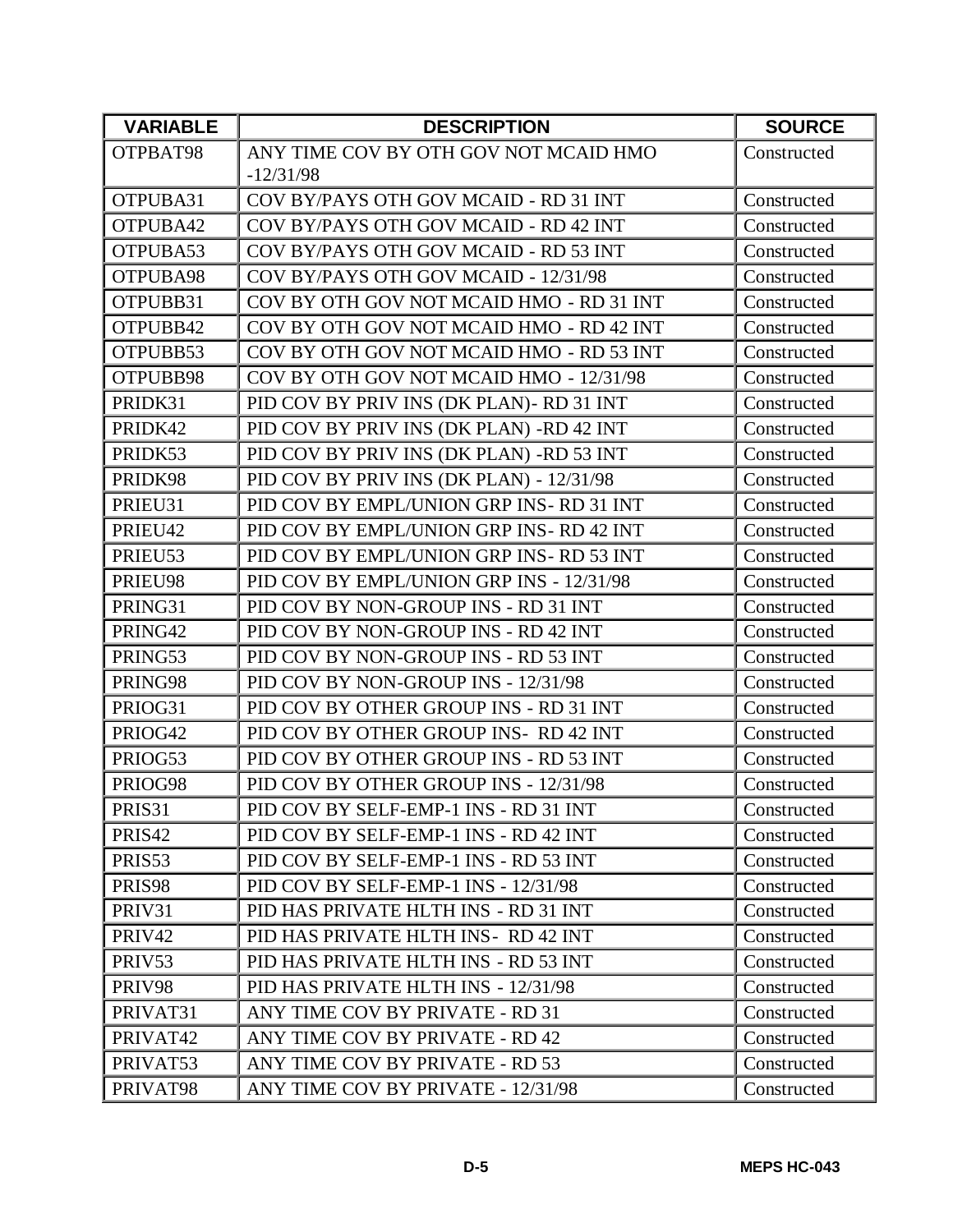| VARIABLE | DESCRIPTION | SOURCE |
|---|---|---|
| OTPBAT98 | ANY TIME COV BY OTH GOV NOT MCAID HMO -12/31/98 | Constructed |
| OTPUBA31 | COV BY/PAYS OTH GOV MCAID - RD 31 INT | Constructed |
| OTPUBA42 | COV BY/PAYS OTH GOV MCAID - RD 42 INT | Constructed |
| OTPUBA53 | COV BY/PAYS OTH GOV MCAID - RD 53 INT | Constructed |
| OTPUBA98 | COV BY/PAYS OTH GOV MCAID - 12/31/98 | Constructed |
| OTPUBB31 | COV BY OTH GOV NOT MCAID HMO - RD 31 INT | Constructed |
| OTPUBB42 | COV BY OTH GOV NOT MCAID HMO - RD 42 INT | Constructed |
| OTPUBB53 | COV BY OTH GOV NOT MCAID HMO - RD 53 INT | Constructed |
| OTPUBB98 | COV BY OTH GOV NOT MCAID HMO - 12/31/98 | Constructed |
| PRIDK31 | PID COV BY PRIV INS (DK PLAN)- RD 31 INT | Constructed |
| PRIDK42 | PID COV BY PRIV INS (DK PLAN) -RD 42 INT | Constructed |
| PRIDK53 | PID COV BY PRIV INS (DK PLAN) -RD 53 INT | Constructed |
| PRIDK98 | PID COV BY PRIV INS (DK PLAN) - 12/31/98 | Constructed |
| PRIEU31 | PID COV BY EMPL/UNION GRP INS- RD 31 INT | Constructed |
| PRIEU42 | PID COV BY EMPL/UNION GRP INS- RD 42 INT | Constructed |
| PRIEU53 | PID COV BY EMPL/UNION GRP INS- RD 53 INT | Constructed |
| PRIEU98 | PID COV BY EMPL/UNION GRP INS - 12/31/98 | Constructed |
| PRING31 | PID COV BY NON-GROUP INS - RD 31 INT | Constructed |
| PRING42 | PID COV BY NON-GROUP INS - RD 42 INT | Constructed |
| PRING53 | PID COV BY NON-GROUP INS - RD 53 INT | Constructed |
| PRING98 | PID COV BY NON-GROUP INS - 12/31/98 | Constructed |
| PRIOG31 | PID COV BY OTHER GROUP INS - RD 31 INT | Constructed |
| PRIOG42 | PID COV BY OTHER GROUP INS- RD 42 INT | Constructed |
| PRIOG53 | PID COV BY OTHER GROUP INS - RD 53 INT | Constructed |
| PRIOG98 | PID COV BY OTHER GROUP INS - 12/31/98 | Constructed |
| PRIS31 | PID COV BY SELF-EMP-1 INS - RD 31 INT | Constructed |
| PRIS42 | PID COV BY SELF-EMP-1 INS - RD 42 INT | Constructed |
| PRIS53 | PID COV BY SELF-EMP-1 INS - RD 53 INT | Constructed |
| PRIS98 | PID COV BY SELF-EMP-1 INS - 12/31/98 | Constructed |
| PRIV31 | PID HAS PRIVATE HLTH INS - RD 31 INT | Constructed |
| PRIV42 | PID HAS PRIVATE HLTH INS- RD 42 INT | Constructed |
| PRIV53 | PID HAS PRIVATE HLTH INS - RD 53 INT | Constructed |
| PRIV98 | PID HAS PRIVATE HLTH INS - 12/31/98 | Constructed |
| PRIVAT31 | ANY TIME COV BY PRIVATE - RD 31 | Constructed |
| PRIVAT42 | ANY TIME COV BY PRIVATE - RD 42 | Constructed |
| PRIVAT53 | ANY TIME COV BY PRIVATE - RD 53 | Constructed |
| PRIVAT98 | ANY TIME COV BY PRIVATE - 12/31/98 | Constructed |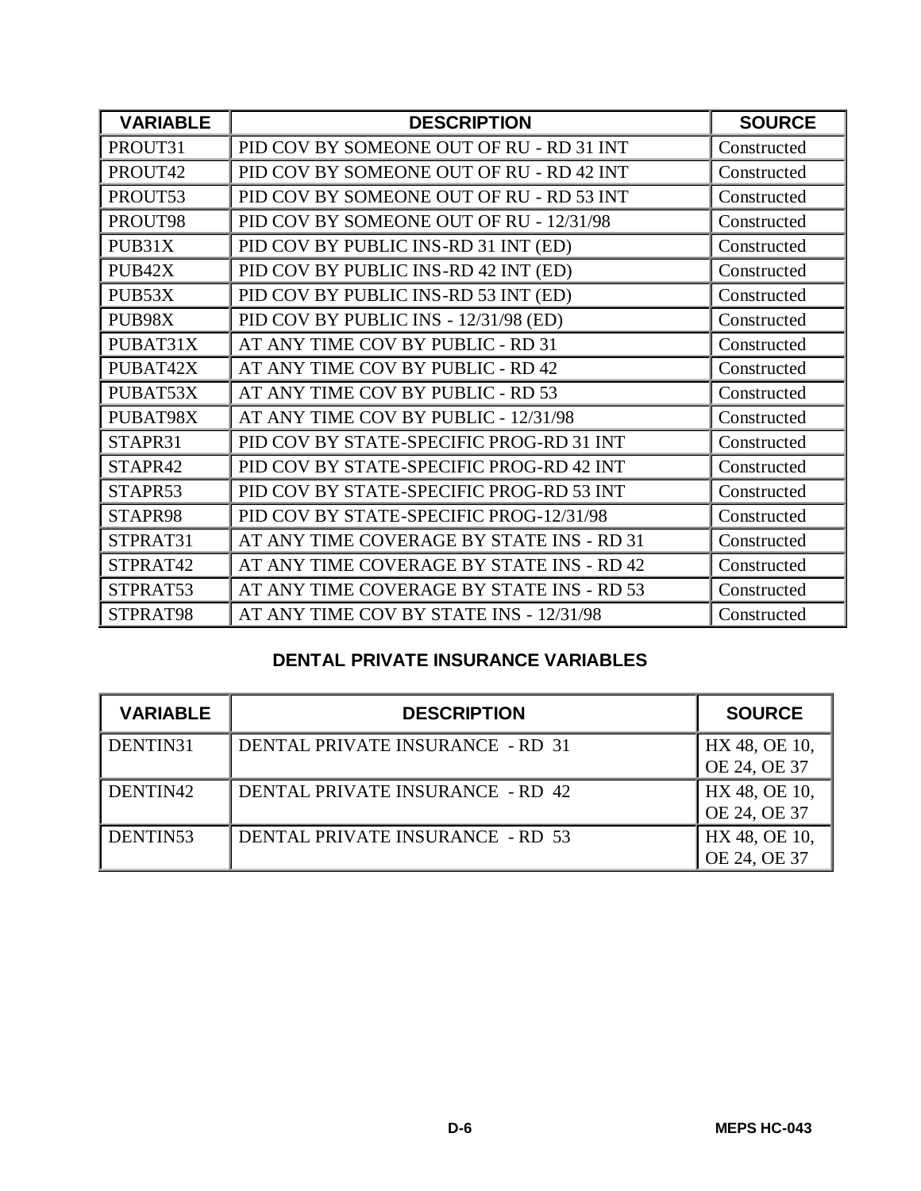| VARIABLE | DESCRIPTION | SOURCE |
|---|---|---|
| PROUT31 | PID COV BY SOMEONE OUT OF RU - RD 31 INT | Constructed |
| PROUT42 | PID COV BY SOMEONE OUT OF RU - RD 42 INT | Constructed |
| PROUT53 | PID COV BY SOMEONE OUT OF RU - RD 53 INT | Constructed |
| PROUT98 | PID COV BY SOMEONE OUT OF RU - 12/31/98 | Constructed |
| PUB31X | PID COV BY PUBLIC INS-RD 31 INT (ED) | Constructed |
| PUB42X | PID COV BY PUBLIC INS-RD 42 INT (ED) | Constructed |
| PUB53X | PID COV BY PUBLIC INS-RD 53 INT (ED) | Constructed |
| PUB98X | PID COV BY PUBLIC INS - 12/31/98 (ED) | Constructed |
| PUBAT31X | AT ANY TIME COV BY PUBLIC - RD 31 | Constructed |
| PUBAT42X | AT ANY TIME COV BY PUBLIC - RD 42 | Constructed |
| PUBAT53X | AT ANY TIME COV BY PUBLIC - RD 53 | Constructed |
| PUBAT98X | AT ANY TIME COV BY PUBLIC - 12/31/98 | Constructed |
| STAPR31 | PID COV BY STATE-SPECIFIC PROG-RD 31 INT | Constructed |
| STAPR42 | PID COV BY STATE-SPECIFIC PROG-RD 42 INT | Constructed |
| STAPR53 | PID COV BY STATE-SPECIFIC PROG-RD 53 INT | Constructed |
| STAPR98 | PID COV BY STATE-SPECIFIC PROG-12/31/98 | Constructed |
| STPRAT31 | AT ANY TIME COVERAGE BY STATE INS - RD 31 | Constructed |
| STPRAT42 | AT ANY TIME COVERAGE BY STATE INS - RD 42 | Constructed |
| STPRAT53 | AT ANY TIME COVERAGE BY STATE INS - RD 53 | Constructed |
| STPRAT98 | AT ANY TIME COV BY STATE INS - 12/31/98 | Constructed |

## DENTAL PRIVATE INSURANCE VARIABLES

| VARIABLE | DESCRIPTION | SOURCE |
|---|---|---|
| DENTIN31 | DENTAL PRIVATE INSURANCE - RD 31 | HX 48, OE 10, OE 24, OE 37 |
| DENTIN42 | DENTAL PRIVATE INSURANCE - RD 42 | HX 48, OE 10, OE 24, OE 37 |
| DENTIN53 | DENTAL PRIVATE INSURANCE - RD 53 | HX 48, OE 10, OE 24, OE 37 |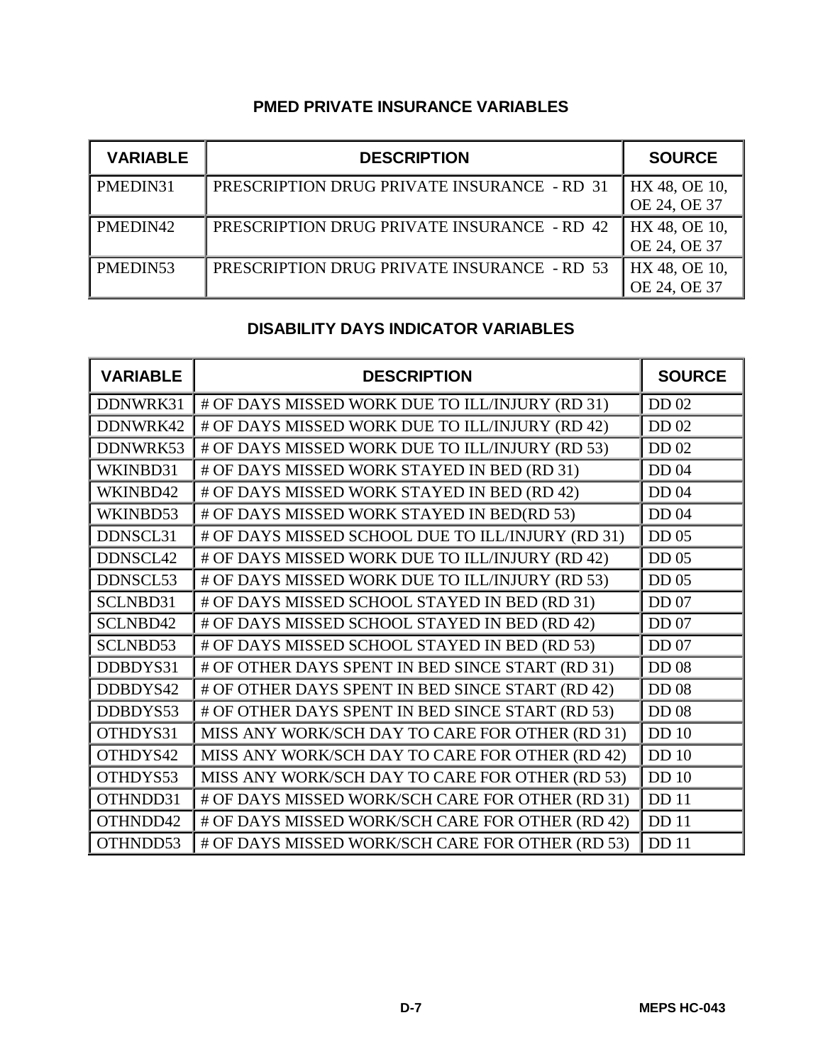## PMED PRIVATE INSURANCE VARIABLES

| VARIABLE | DESCRIPTION | SOURCE |
|---|---|---|
| PMEDIN31 | PRESCRIPTION DRUG PRIVATE INSURANCE - RD 31 | HX 48, OE 10, OE 24, OE 37 |
| PMEDIN42 | PRESCRIPTION DRUG PRIVATE INSURANCE - RD 42 | HX 48, OE 10, OE 24, OE 37 |
| PMEDIN53 | PRESCRIPTION DRUG PRIVATE INSURANCE - RD 53 | HX 48, OE 10, OE 24, OE 37 |

## DISABILITY DAYS INDICATOR VARIABLES

| VARIABLE | DESCRIPTION | SOURCE |
|---|---|---|
| DDNWRK31 | # OF DAYS MISSED WORK DUE TO ILL/INJURY (RD 31) | DD 02 |
| DDNWRK42 | # OF DAYS MISSED WORK DUE TO ILL/INJURY (RD 42) | DD 02 |
| DDNWRK53 | # OF DAYS MISSED WORK DUE TO ILL/INJURY (RD 53) | DD 02 |
| WKINBD31 | # OF DAYS MISSED WORK STAYED IN BED (RD 31) | DD 04 |
| WKINBD42 | # OF DAYS MISSED WORK STAYED IN BED (RD 42) | DD 04 |
| WKINBD53 | # OF DAYS MISSED WORK STAYED IN BED(RD 53) | DD 04 |
| DDNSCL31 | # OF DAYS MISSED SCHOOL DUE TO ILL/INJURY (RD 31) | DD 05 |
| DDNSCL42 | # OF DAYS MISSED WORK DUE TO ILL/INJURY (RD 42) | DD 05 |
| DDNSCL53 | # OF DAYS MISSED WORK DUE TO ILL/INJURY (RD 53) | DD 05 |
| SCLNBD31 | # OF DAYS MISSED SCHOOL STAYED IN BED (RD 31) | DD 07 |
| SCLNBD42 | # OF DAYS MISSED SCHOOL STAYED IN BED (RD 42) | DD 07 |
| SCLNBD53 | # OF DAYS MISSED SCHOOL STAYED IN BED (RD 53) | DD 07 |
| DDBDYS31 | # OF OTHER DAYS SPENT IN BED SINCE START (RD 31) | DD 08 |
| DDBDYS42 | # OF OTHER DAYS SPENT IN BED SINCE START (RD 42) | DD 08 |
| DDBDYS53 | # OF OTHER DAYS SPENT IN BED SINCE START (RD 53) | DD 08 |
| OTHDYS31 | MISS ANY WORK/SCH DAY TO CARE FOR OTHER (RD 31) | DD 10 |
| OTHDYS42 | MISS ANY WORK/SCH DAY TO CARE FOR OTHER (RD 42) | DD 10 |
| OTHDYS53 | MISS ANY WORK/SCH DAY TO CARE FOR OTHER (RD 53) | DD 10 |
| OTHNDD31 | # OF DAYS MISSED WORK/SCH CARE FOR OTHER (RD 31) | DD 11 |
| OTHNDD42 | # OF DAYS MISSED WORK/SCH CARE FOR OTHER (RD 42) | DD 11 |
| OTHNDD53 | # OF DAYS MISSED WORK/SCH CARE FOR OTHER (RD 53) | DD 11 |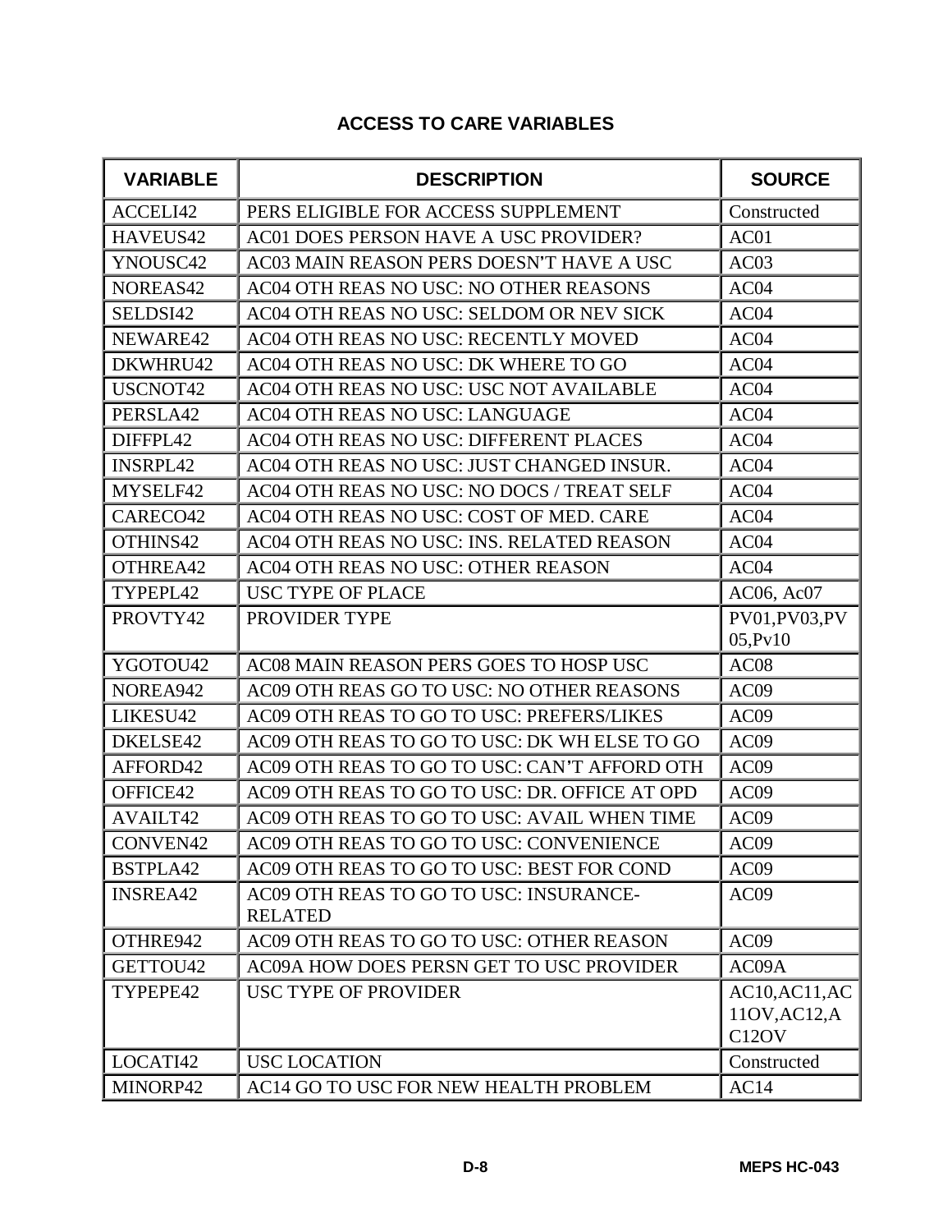## ACCESS TO CARE VARIABLES

| VARIABLE | DESCRIPTION | SOURCE |
|---|---|---|
| ACCELI42 | PERS ELIGIBLE FOR ACCESS SUPPLEMENT | Constructed |
| HAVEUS42 | AC01 DOES PERSON HAVE A USC PROVIDER? | AC01 |
| YNOUSC42 | AC03 MAIN REASON PERS DOESN'T HAVE A USC | AC03 |
| NOREAS42 | AC04 OTH REAS NO USC: NO OTHER REASONS | AC04 |
| SELDSI42 | AC04 OTH REAS NO USC: SELDOM OR NEV SICK | AC04 |
| NEWARE42 | AC04 OTH REAS NO USC: RECENTLY MOVED | AC04 |
| DKWHRU42 | AC04 OTH REAS NO USC: DK WHERE TO GO | AC04 |
| USCNOT42 | AC04 OTH REAS NO USC: USC NOT AVAILABLE | AC04 |
| PERSLA42 | AC04 OTH REAS NO USC: LANGUAGE | AC04 |
| DIFFPL42 | AC04 OTH REAS NO USC: DIFFERENT PLACES | AC04 |
| INSRPL42 | AC04 OTH REAS NO USC: JUST CHANGED INSUR. | AC04 |
| MYSELF42 | AC04 OTH REAS NO USC: NO DOCS / TREAT SELF | AC04 |
| CARECO42 | AC04 OTH REAS NO USC: COST OF MED. CARE | AC04 |
| OTHINS42 | AC04 OTH REAS NO USC: INS. RELATED REASON | AC04 |
| OTHREA42 | AC04 OTH REAS NO USC: OTHER REASON | AC04 |
| TYPEPL42 | USC TYPE OF PLACE | AC06, Ac07 |
| PROVTY42 | PROVIDER TYPE | PV01,PV03,PV05,Pv10 |
| YGOTOU42 | AC08 MAIN REASON PERS GOES TO HOSP USC | AC08 |
| NOREA942 | AC09 OTH REAS GO TO USC: NO OTHER REASONS | AC09 |
| LIKESU42 | AC09 OTH REAS TO GO TO USC: PREFERS/LIKES | AC09 |
| DKELSE42 | AC09 OTH REAS TO GO TO USC: DK WH ELSE TO GO | AC09 |
| AFFORD42 | AC09 OTH REAS TO GO TO USC: CAN'T AFFORD OTH | AC09 |
| OFFICE42 | AC09 OTH REAS TO GO TO USC: DR. OFFICE AT OPD | AC09 |
| AVAILT42 | AC09 OTH REAS TO GO TO USC: AVAIL WHEN TIME | AC09 |
| CONVEN42 | AC09 OTH REAS TO GO TO USC: CONVENIENCE | AC09 |
| BSTPLA42 | AC09 OTH REAS TO GO TO USC: BEST FOR COND | AC09 |
| INSREA42 | AC09 OTH REAS TO GO TO USC: INSURANCE-RELATED | AC09 |
| OTHRE942 | AC09 OTH REAS TO GO TO USC: OTHER REASON | AC09 |
| GETTOU42 | AC09A HOW DOES PERSN GET TO USC PROVIDER | AC09A |
| TYPEPE42 | USC TYPE OF PROVIDER | AC10,AC11,AC11OV,AC12,AC12OV |
| LOCATI42 | USC LOCATION | Constructed |
| MINORP42 | AC14 GO TO USC FOR NEW HEALTH PROBLEM | AC14 |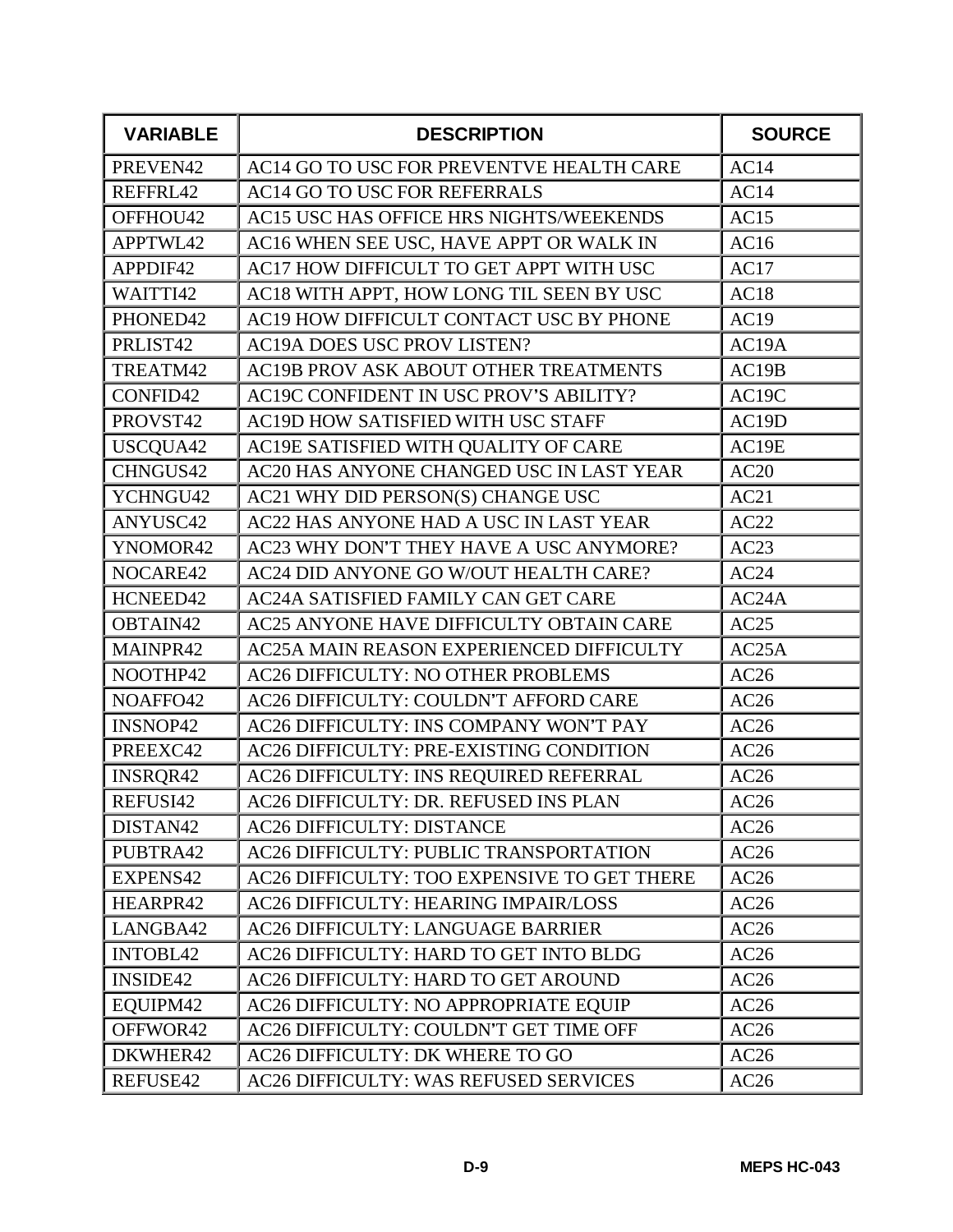| VARIABLE | DESCRIPTION | SOURCE |
|---|---|---|
| PREVEN42 | AC14 GO TO USC FOR PREVENTVE HEALTH CARE | AC14 |
| REFFRL42 | AC14 GO TO USC FOR REFERRALS | AC14 |
| OFFHOU42 | AC15 USC HAS OFFICE HRS NIGHTS/WEEKENDS | AC15 |
| APPTWL42 | AC16 WHEN SEE USC, HAVE APPT OR WALK IN | AC16 |
| APPDIF42 | AC17 HOW DIFFICULT TO GET APPT WITH USC | AC17 |
| WAITTI42 | AC18 WITH APPT, HOW LONG TIL SEEN BY USC | AC18 |
| PHONED42 | AC19 HOW DIFFICULT CONTACT USC BY PHONE | AC19 |
| PRLIST42 | AC19A DOES USC PROV LISTEN? | AC19A |
| TREATM42 | AC19B PROV ASK ABOUT OTHER TREATMENTS | AC19B |
| CONFID42 | AC19C CONFIDENT IN USC PROV'S ABILITY? | AC19C |
| PROVST42 | AC19D HOW SATISFIED WITH USC STAFF | AC19D |
| USCQUA42 | AC19E SATISFIED WITH QUALITY OF CARE | AC19E |
| CHNGUS42 | AC20 HAS ANYONE CHANGED USC IN LAST YEAR | AC20 |
| YCHNGU42 | AC21 WHY DID PERSON(S) CHANGE USC | AC21 |
| ANYUSC42 | AC22 HAS ANYONE HAD A USC IN LAST YEAR | AC22 |
| YNOMOR42 | AC23 WHY DON'T THEY HAVE A USC ANYMORE? | AC23 |
| NOCARE42 | AC24 DID ANYONE GO W/OUT HEALTH CARE? | AC24 |
| HCNEED42 | AC24A SATISFIED FAMILY CAN GET CARE | AC24A |
| OBTAIN42 | AC25 ANYONE HAVE DIFFICULTY OBTAIN CARE | AC25 |
| MAINPR42 | AC25A MAIN REASON EXPERIENCED DIFFICULTY | AC25A |
| NOOTHP42 | AC26 DIFFICULTY: NO OTHER PROBLEMS | AC26 |
| NOAFFO42 | AC26 DIFFICULTY: COULDN'T AFFORD CARE | AC26 |
| INSNOP42 | AC26 DIFFICULTY: INS COMPANY WON'T PAY | AC26 |
| PREEXC42 | AC26 DIFFICULTY: PRE-EXISTING CONDITION | AC26 |
| INSRQR42 | AC26 DIFFICULTY: INS REQUIRED REFERRAL | AC26 |
| REFUSI42 | AC26 DIFFICULTY: DR. REFUSED INS PLAN | AC26 |
| DISTAN42 | AC26 DIFFICULTY: DISTANCE | AC26 |
| PUBTRA42 | AC26 DIFFICULTY: PUBLIC TRANSPORTATION | AC26 |
| EXPENS42 | AC26 DIFFICULTY: TOO EXPENSIVE TO GET THERE | AC26 |
| HEARPR42 | AC26 DIFFICULTY: HEARING IMPAIR/LOSS | AC26 |
| LANGBA42 | AC26 DIFFICULTY: LANGUAGE BARRIER | AC26 |
| INTOBL42 | AC26 DIFFICULTY: HARD TO GET INTO BLDG | AC26 |
| INSIDE42 | AC26 DIFFICULTY: HARD TO GET AROUND | AC26 |
| EQUIPM42 | AC26 DIFFICULTY: NO APPROPRIATE EQUIP | AC26 |
| OFFWOR42 | AC26 DIFFICULTY: COULDN'T GET TIME OFF | AC26 |
| DKWHER42 | AC26 DIFFICULTY: DK WHERE TO GO | AC26 |
| REFUSE42 | AC26 DIFFICULTY: WAS REFUSED SERVICES | AC26 |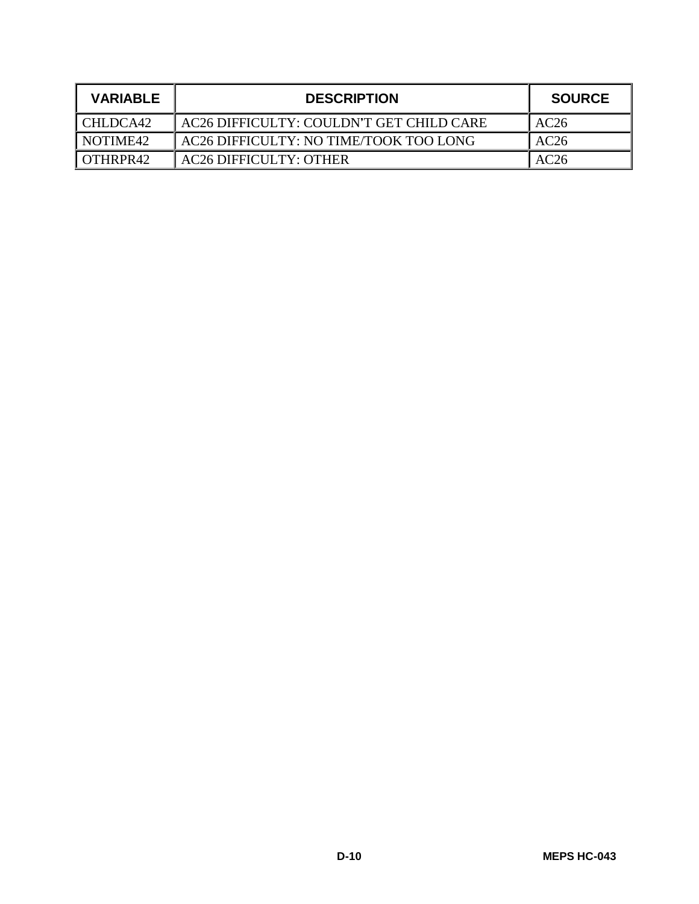| VARIABLE | DESCRIPTION | SOURCE |
|---|---|---|
| CHLDCA42 | AC26 DIFFICULTY: COULDN’T GET CHILD CARE | AC26 |
| NOTIME42 | AC26 DIFFICULTY: NO TIME/TOOK TOO LONG | AC26 |
| OTHRPR42 | AC26 DIFFICULTY: OTHER | AC26 |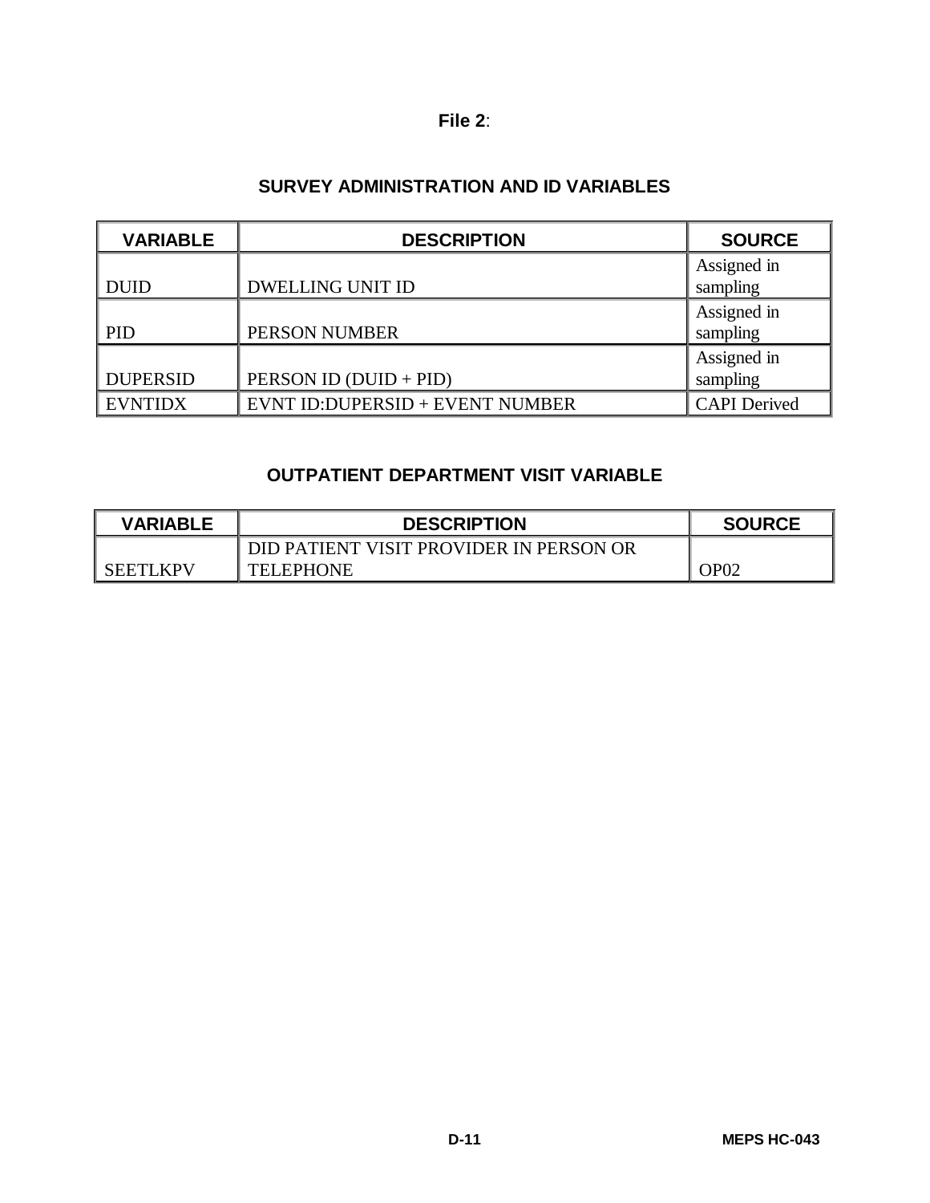**File 2**:

## SURVEY ADMINISTRATION AND ID VARIABLES

| VARIABLE | DESCRIPTION | SOURCE |
|---|---|---|
| DUID | DWELLING UNIT ID | Assigned in sampling |
| PID | PERSON NUMBER | Assigned in sampling |
| DUPERSID | PERSON ID (DUID + PID) | Assigned in sampling |
| EVNTIDX | EVNT ID:DUPERSID + EVENT NUMBER | CAPI Derived |

## OUTPATIENT DEPARTMENT VISIT VARIABLE

| VARIABLE | DESCRIPTION | SOURCE |
|---|---|---|
| SEETLKPV | DID PATIENT VISIT PROVIDER IN PERSON OR TELEPHONE | OP02 |